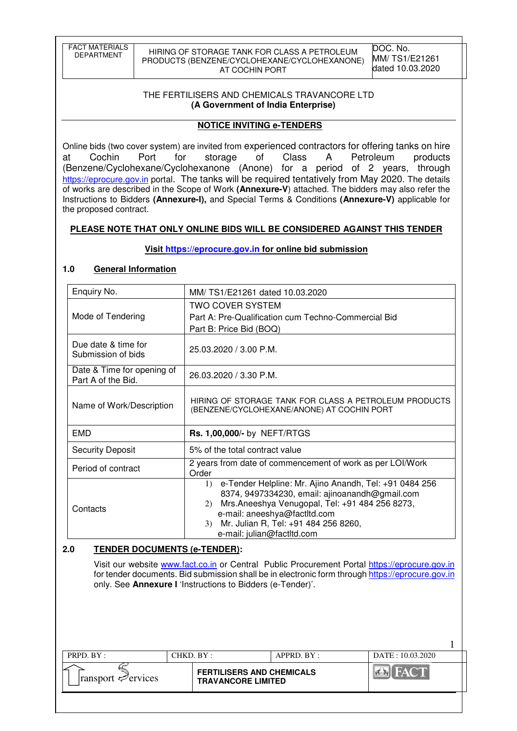## THE FERTILISERS AND CHEMICALS TRAVANCORE LTD
**(A Government of India Enterprise)**

## NOTICE INVITING e-TENDERS

Online bids (two cover system) are invited from experienced contractors for offering tanks on hire at Cochin Port for storage of Class A Petroleum products (Benzene/Cyclohexane/Cyclohexanone (Anone) for a period of 2 years, through https://eprocure.gov.in portal. The tanks will be required tentatively from May 2020. The details of works are described in the Scope of Work **(Annexure-V)** attached. The bidders may also refer the Instructions to Bidders **(Annexure-I),** and Special Terms & Conditions **(Annexure-V)** applicable for the proposed contract.

**PLEASE NOTE THAT ONLY ONLINE BIDS WILL BE CONSIDERED AGAINST THIS TENDER**

**Visit https://eprocure.gov.in for online bid submission**

### 1.0 General Information

| | |
|---|---|
| Enquiry No. | MM/ TS1/E21261 dated 10.03.2020 |
| Mode of Tendering | TWO COVER SYSTEM<br>Part A: Pre-Qualification cum Techno-Commercial Bid<br>Part B: Price Bid (BOQ) |
| Due date & time for Submission of bids | 25.03.2020 / 3.00 P.M. |
| Date & Time for opening of Part A of the Bid. | 26.03.2020 / 3.30 P.M. |
| Name of Work/Description | HIRING OF STORAGE TANK FOR CLASS A PETROLEUM PRODUCTS (BENZENE/CYCLOHEXANE/ANONE) AT COCHIN PORT |
| EMD | **Rs. 1,00,000/-** by NEFT/RTGS |
| Security Deposit | 5% of the total contract value |
| Period of contract | 2 years from date of commencement of work as per LOI/Work Order |
| Contacts | 1) e-Tender Helpline: Mr. Ajino Anandh, Tel: +91 0484 256 8374, 9497334230, email: ajinoanandh@gmail.com<br>2) Mrs.Aneeshya Venugopal, Tel: +91 484 256 8273, e-mail: aneeshya@factltd.com<br>3) Mr. Julian R, Tel: +91 484 256 8260, e-mail: julian@factltd.com |

### 2.0 TENDER DOCUMENTS (e-TENDER):

Visit our website www.fact.co.in or Central Public Procurement Portal https://eprocure.gov.in for tender documents. Bid submission shall be in electronic form through https://eprocure.gov.in only. See **Annexure I** 'Instructions to Bidders (e-Tender)'.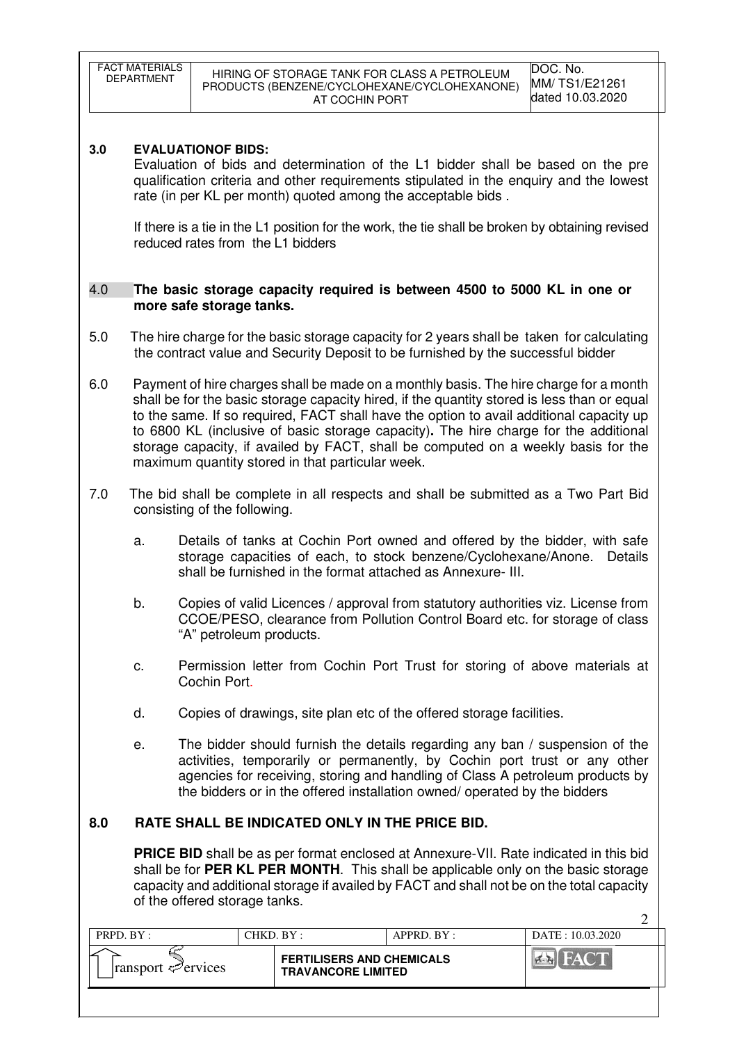**3.0 EVALUATIONOF BIDS:**

Evaluation of bids and determination of the L1 bidder shall be based on the pre qualification criteria and other requirements stipulated in the enquiry and the lowest rate (in per KL per month) quoted among the acceptable bids .

If there is a tie in the L1 position for the work, the tie shall be broken by obtaining revised reduced rates from the L1 bidders

**4.0 The basic storage capacity required is between 4500 to 5000 KL in one or more safe storage tanks.**

5.0 The hire charge for the basic storage capacity for 2 years shall be taken for calculating the contract value and Security Deposit to be furnished by the successful bidder

6.0 Payment of hire charges shall be made on a monthly basis. The hire charge for a month shall be for the basic storage capacity hired, if the quantity stored is less than or equal to the same. If so required, FACT shall have the option to avail additional capacity up to 6800 KL (inclusive of basic storage capacity)**.** The hire charge for the additional storage capacity, if availed by FACT, shall be computed on a weekly basis for the maximum quantity stored in that particular week.

7.0 The bid shall be complete in all respects and shall be submitted as a Two Part Bid consisting of the following.

a. Details of tanks at Cochin Port owned and offered by the bidder, with safe storage capacities of each, to stock benzene/Cyclohexane/Anone. Details shall be furnished in the format attached as Annexure- III.

b. Copies of valid Licences / approval from statutory authorities viz. License from CCOE/PESO, clearance from Pollution Control Board etc. for storage of class "A" petroleum products.

c. Permission letter from Cochin Port Trust for storing of above materials at Cochin Port.

d. Copies of drawings, site plan etc of the offered storage facilities.

e. The bidder should furnish the details regarding any ban / suspension of the activities, temporarily or permanently, by Cochin port trust or any other agencies for receiving, storing and handling of Class A petroleum products by the bidders or in the offered installation owned/ operated by the bidders

**8.0 RATE SHALL BE INDICATED ONLY IN THE PRICE BID.**

**PRICE BID** shall be as per format enclosed at Annexure-VII. Rate indicated in this bid shall be for **PER KL PER MONTH**. This shall be applicable only on the basic storage capacity and additional storage if availed by FACT and shall not be on the total capacity of the offered storage tanks.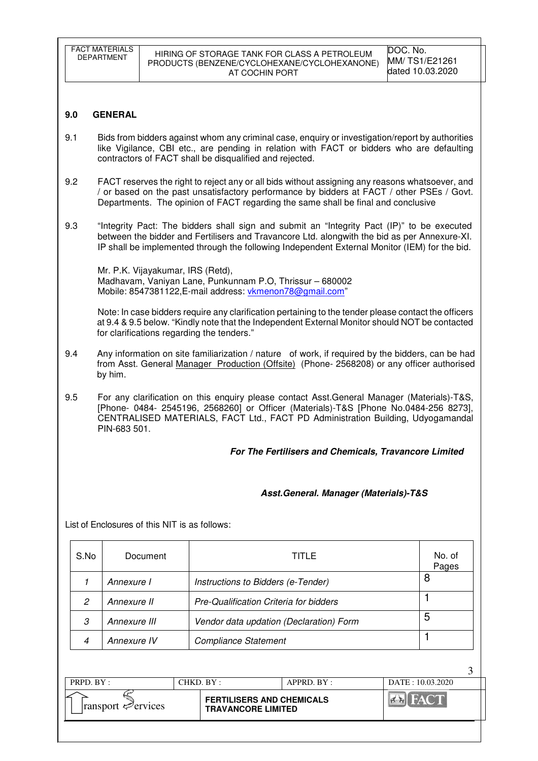## 9.0 GENERAL

9.1 Bids from bidders against whom any criminal case, enquiry or investigation/report by authorities like Vigilance, CBI etc., are pending in relation with FACT or bidders who are defaulting contractors of FACT shall be disqualified and rejected.

9.2 FACT reserves the right to reject any or all bids without assigning any reasons whatsoever, and / or based on the past unsatisfactory performance by bidders at FACT / other PSEs / Govt. Departments. The opinion of FACT regarding the same shall be final and conclusive

9.3 "Integrity Pact: The bidders shall sign and submit an "Integrity Pact (IP)" to be executed between the bidder and Fertilisers and Travancore Ltd. alongwith the bid as per Annexure-XI. IP shall be implemented through the following Independent External Monitor (IEM) for the bid.

Mr. P.K. Vijayakumar, IRS (Retd),
Madhavam, Vaniyan Lane, Punkunnam P.O, Thrissur – 680002
Mobile: 8547381122,E-mail address: vkmenon78@gmail.com"

Note: In case bidders require any clarification pertaining to the tender please contact the officers at 9.4 & 9.5 below. "Kindly note that the Independent External Monitor should NOT be contacted for clarifications regarding the tenders."

9.4 Any information on site familiarization / nature of work, if required by the bidders, can be had from Asst. General Manager Production (Offsite) (Phone- 2568208) or any officer authorised by him.

9.5 For any clarification on this enquiry please contact Asst.General Manager (Materials)-T&S, [Phone- 0484- 2545196, 2568260] or Officer (Materials)-T&S [Phone No.0484-256 8273], CENTRALISED MATERIALS, FACT Ltd., FACT PD Administration Building, Udyogamandal PIN-683 501.

***For The Fertilisers and Chemicals, Travancore Limited***

***Asst.General. Manager (Materials)-T&S***

List of Enclosures of this NIT is as follows:

| S.No | Document | TITLE | No. of Pages |
|---|---|---|---|
| *1* | *Annexure I* | *Instructions to Bidders (e-Tender)* | 8 |
| *2* | *Annexure II* | *Pre-Qualification Criteria for bidders* | 1 |
| *3* | *Annexure III* | *Vendor data updation (Declaration) Form* | 5 |
| *4* | *Annexure IV* | *Compliance Statement* | 1 |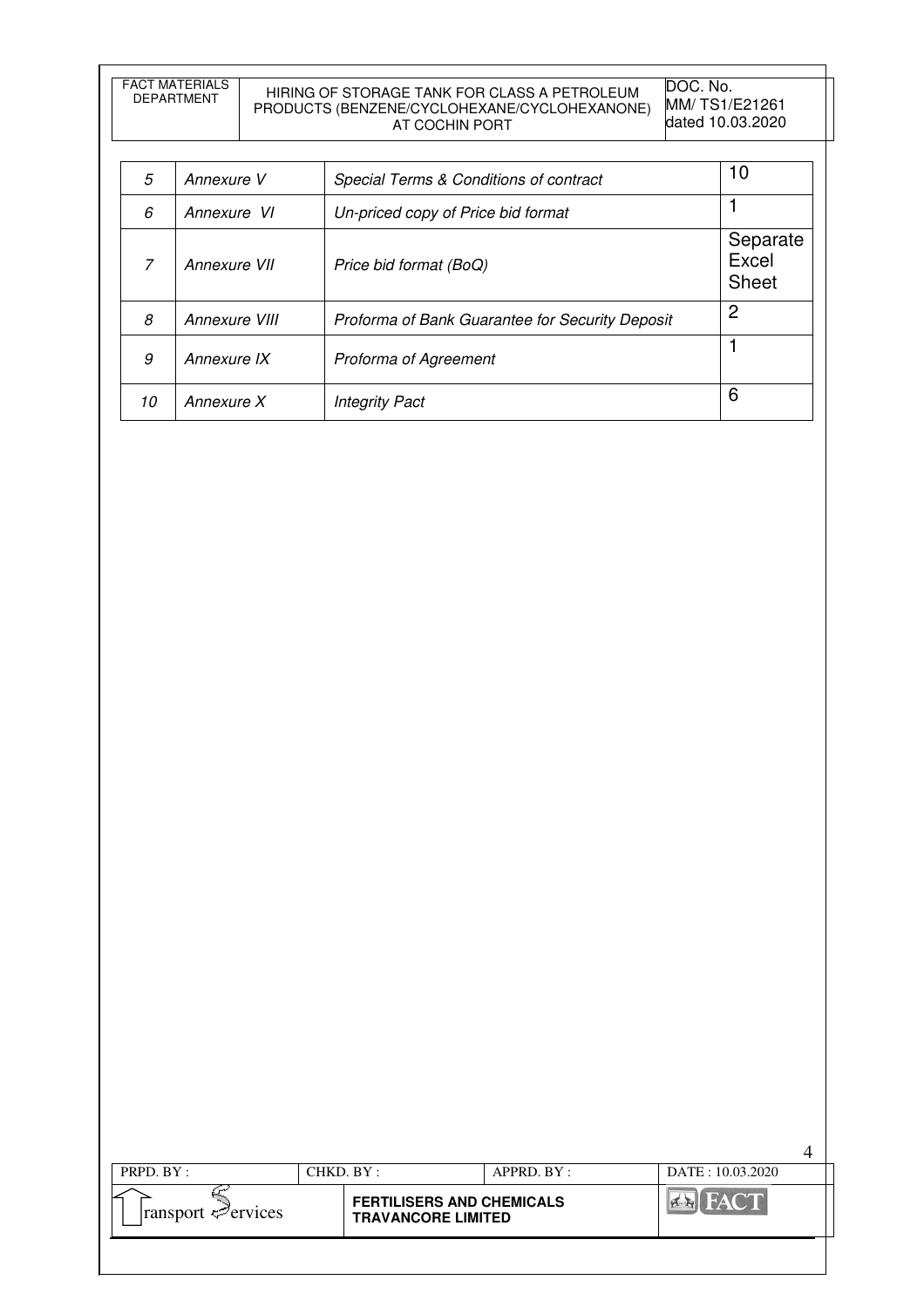| 5 | *Annexure V* | *Special Terms & Conditions of contract* | 10 |
|---|---|---|---|
| 6 | *Annexure VI* | *Un-priced copy of Price bid format* | 1 |
| 7 | *Annexure VII* | *Price bid format (BoQ)* | Separate Excel Sheet |
| 8 | *Annexure VIII* | *Proforma of Bank Guarantee for Security Deposit* | 2 |
| 9 | *Annexure IX* | *Proforma of Agreement* | 1 |
| 10 | *Annexure X* | *Integrity Pact* | 6 |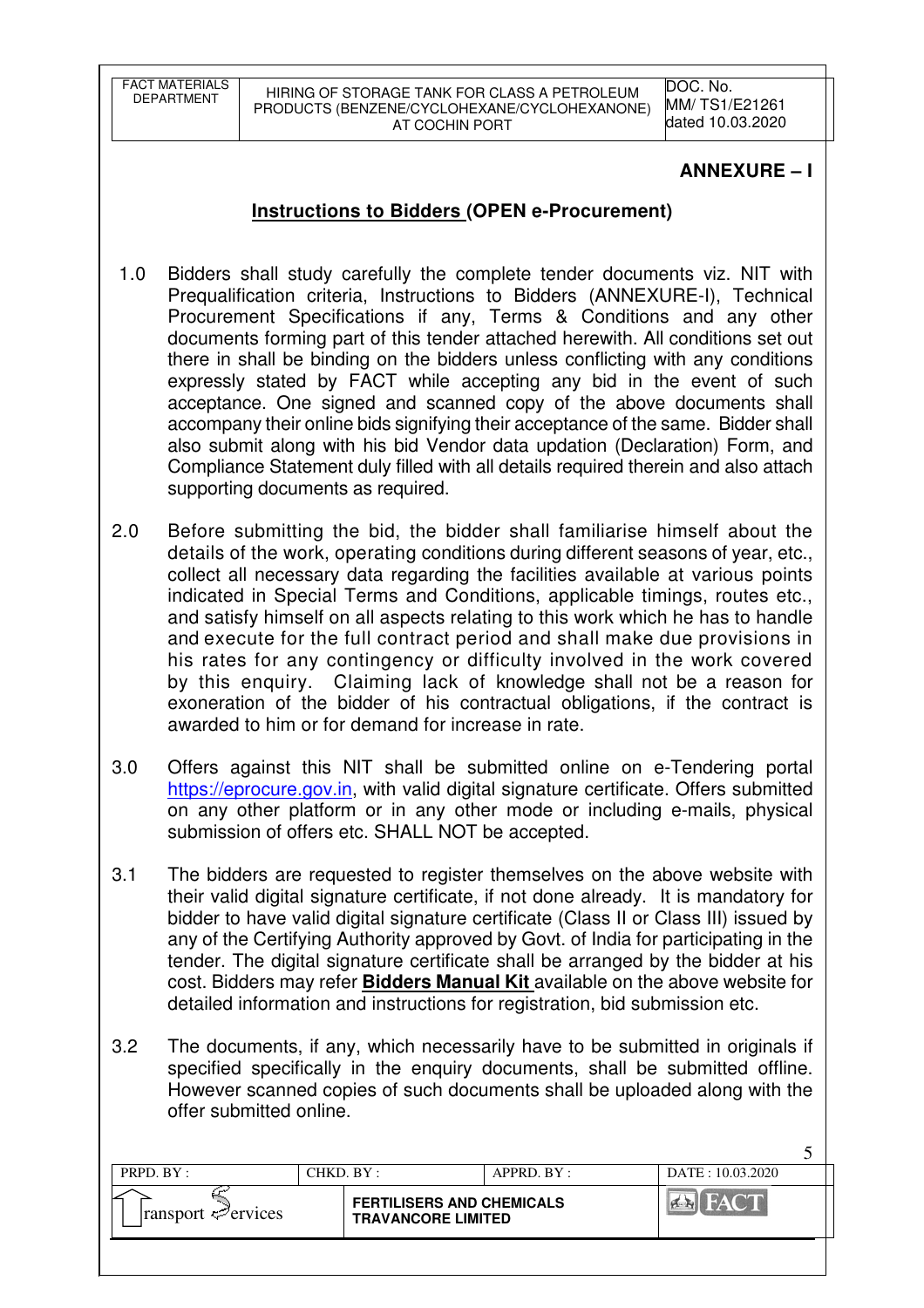## ANNEXURE – I

### Instructions to Bidders (OPEN e-Procurement)

1.0 Bidders shall study carefully the complete tender documents viz. NIT with Prequalification criteria, Instructions to Bidders (ANNEXURE-I), Technical Procurement Specifications if any, Terms & Conditions and any other documents forming part of this tender attached herewith. All conditions set out there in shall be binding on the bidders unless conflicting with any conditions expressly stated by FACT while accepting any bid in the event of such acceptance. One signed and scanned copy of the above documents shall accompany their online bids signifying their acceptance of the same. Bidder shall also submit along with his bid Vendor data updation (Declaration) Form, and Compliance Statement duly filled with all details required therein and also attach supporting documents as required.

2.0 Before submitting the bid, the bidder shall familiarise himself about the details of the work, operating conditions during different seasons of year, etc., collect all necessary data regarding the facilities available at various points indicated in Special Terms and Conditions, applicable timings, routes etc., and satisfy himself on all aspects relating to this work which he has to handle and execute for the full contract period and shall make due provisions in his rates for any contingency or difficulty involved in the work covered by this enquiry. Claiming lack of knowledge shall not be a reason for exoneration of the bidder of his contractual obligations, if the contract is awarded to him or for demand for increase in rate.

3.0 Offers against this NIT shall be submitted online on e-Tendering portal https://eprocure.gov.in, with valid digital signature certificate. Offers submitted on any other platform or in any other mode or including e-mails, physical submission of offers etc. SHALL NOT be accepted.

3.1 The bidders are requested to register themselves on the above website with their valid digital signature certificate, if not done already. It is mandatory for bidder to have valid digital signature certificate (Class II or Class III) issued by any of the Certifying Authority approved by Govt. of India for participating in the tender. The digital signature certificate shall be arranged by the bidder at his cost. Bidders may refer **Bidders Manual Kit** available on the above website for detailed information and instructions for registration, bid submission etc.

3.2 The documents, if any, which necessarily have to be submitted in originals if specified specifically in the enquiry documents, shall be submitted offline. However scanned copies of such documents shall be uploaded along with the offer submitted online.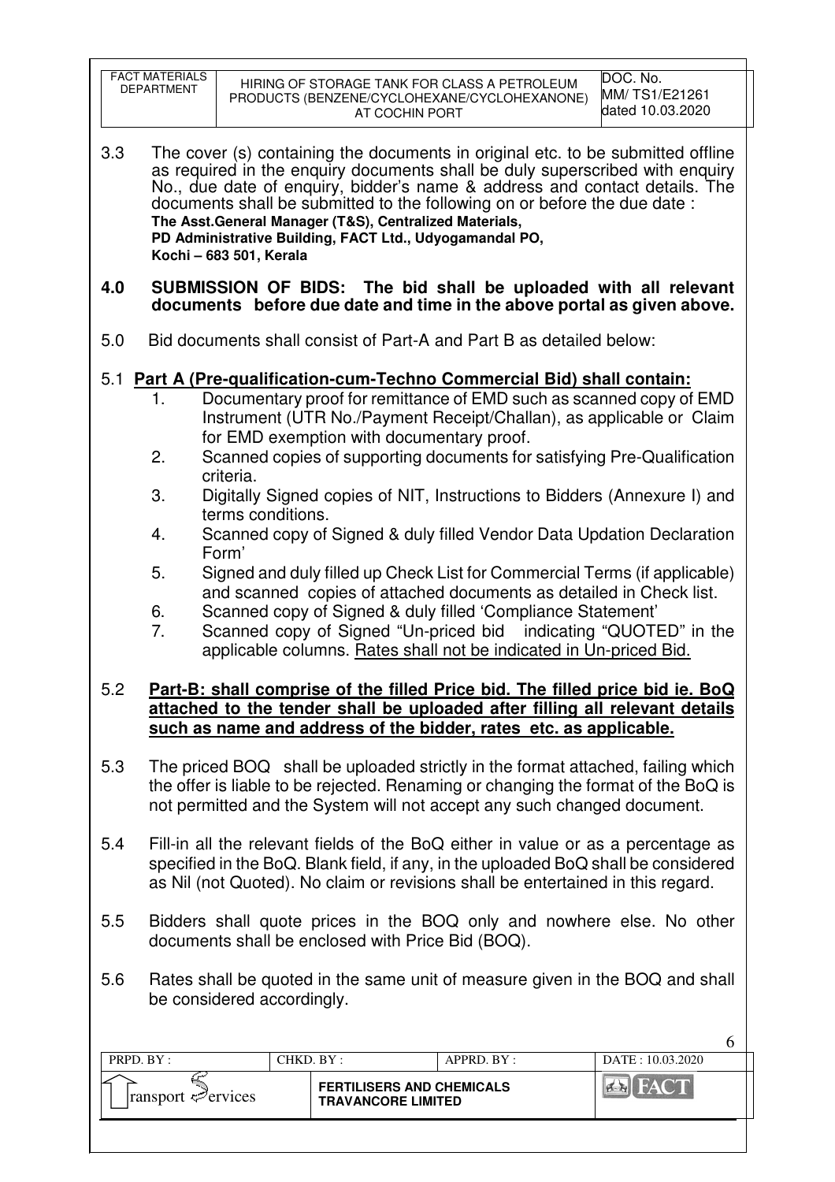3.3 The cover (s) containing the documents in original etc. to be submitted offline as required in the enquiry documents shall be duly superscribed with enquiry No., due date of enquiry, bidder's name & address and contact details. The documents shall be submitted to the following on or before the due date :
**The Asst.General Manager (T&S), Centralized Materials,**
**PD Administrative Building, FACT Ltd., Udyogamandal PO,**
**Kochi – 683 501, Kerala**

**4.0 SUBMISSION OF BIDS: The bid shall be uploaded with all relevant documents before due date and time in the above portal as given above.**

5.0 Bid documents shall consist of Part-A and Part B as detailed below:

5.1 **Part A (Pre-qualification-cum-Techno Commercial Bid) shall contain:**

1. Documentary proof for remittance of EMD such as scanned copy of EMD Instrument (UTR No./Payment Receipt/Challan), as applicable or Claim for EMD exemption with documentary proof.
2. Scanned copies of supporting documents for satisfying Pre-Qualification criteria.
3. Digitally Signed copies of NIT, Instructions to Bidders (Annexure I) and terms conditions.
4. Scanned copy of Signed & duly filled Vendor Data Updation Declaration Form'
5. Signed and duly filled up Check List for Commercial Terms (if applicable) and scanned copies of attached documents as detailed in Check list.
6. Scanned copy of Signed & duly filled 'Compliance Statement'
7. Scanned copy of Signed "Un-priced bid indicating "QUOTED" in the applicable columns. Rates shall not be indicated in Un-priced Bid.

5.2 **Part-B: shall comprise of the filled Price bid. The filled price bid ie. BoQ attached to the tender shall be uploaded after filling all relevant details such as name and address of the bidder, rates etc. as applicable.**

5.3 The priced BOQ shall be uploaded strictly in the format attached, failing which the offer is liable to be rejected. Renaming or changing the format of the BoQ is not permitted and the System will not accept any such changed document.

5.4 Fill-in all the relevant fields of the BoQ either in value or as a percentage as specified in the BoQ. Blank field, if any, in the uploaded BoQ shall be considered as Nil (not Quoted). No claim or revisions shall be entertained in this regard.

5.5 Bidders shall quote prices in the BOQ only and nowhere else. No other documents shall be enclosed with Price Bid (BOQ).

5.6 Rates shall be quoted in the same unit of measure given in the BOQ and shall be considered accordingly.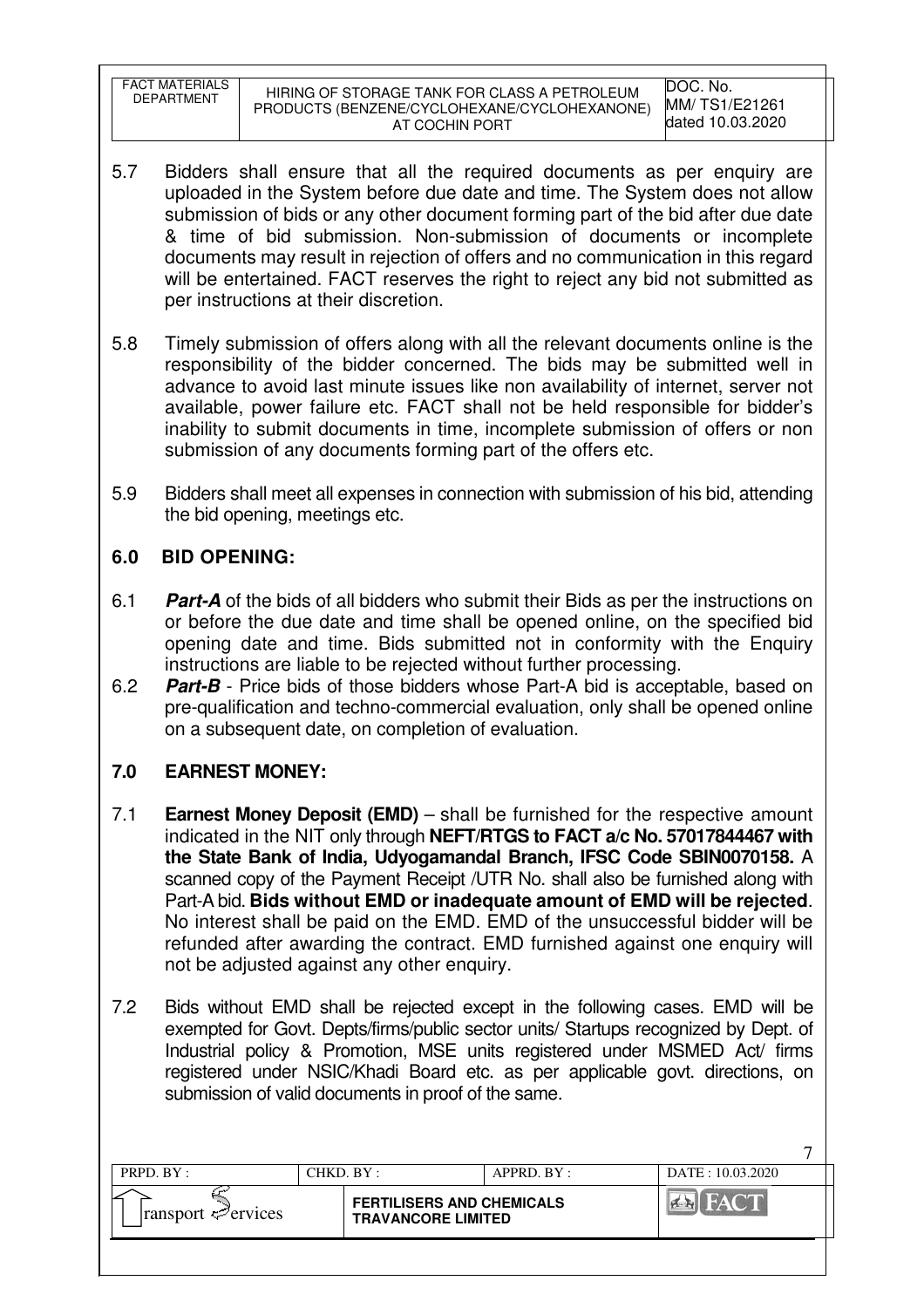5.7 Bidders shall ensure that all the required documents as per enquiry are uploaded in the System before due date and time. The System does not allow submission of bids or any other document forming part of the bid after due date & time of bid submission. Non-submission of documents or incomplete documents may result in rejection of offers and no communication in this regard will be entertained. FACT reserves the right to reject any bid not submitted as per instructions at their discretion.

5.8 Timely submission of offers along with all the relevant documents online is the responsibility of the bidder concerned. The bids may be submitted well in advance to avoid last minute issues like non availability of internet, server not available, power failure etc. FACT shall not be held responsible for bidder's inability to submit documents in time, incomplete submission of offers or non submission of any documents forming part of the offers etc.

5.9 Bidders shall meet all expenses in connection with submission of his bid, attending the bid opening, meetings etc.

## 6.0 BID OPENING:

6.1 ***Part-A*** of the bids of all bidders who submit their Bids as per the instructions on or before the due date and time shall be opened online, on the specified bid opening date and time. Bids submitted not in conformity with the Enquiry instructions are liable to be rejected without further processing.

6.2 ***Part-B*** - Price bids of those bidders whose Part-A bid is acceptable, based on pre-qualification and techno-commercial evaluation, only shall be opened online on a subsequent date, on completion of evaluation.

## 7.0 EARNEST MONEY:

7.1 **Earnest Money Deposit (EMD)** – shall be furnished for the respective amount indicated in the NIT only through **NEFT/RTGS to FACT a/c No. 57017844467 with the State Bank of India, Udyogamandal Branch, IFSC Code SBIN0070158.** A scanned copy of the Payment Receipt /UTR No. shall also be furnished along with Part-A bid. **Bids without EMD or inadequate amount of EMD will be rejected**. No interest shall be paid on the EMD. EMD of the unsuccessful bidder will be refunded after awarding the contract. EMD furnished against one enquiry will not be adjusted against any other enquiry.

7.2 Bids without EMD shall be rejected except in the following cases. EMD will be exempted for Govt. Depts/firms/public sector units/ Startups recognized by Dept. of Industrial policy & Promotion, MSE units registered under MSMED Act/ firms registered under NSIC/Khadi Board etc. as per applicable govt. directions, on submission of valid documents in proof of the same.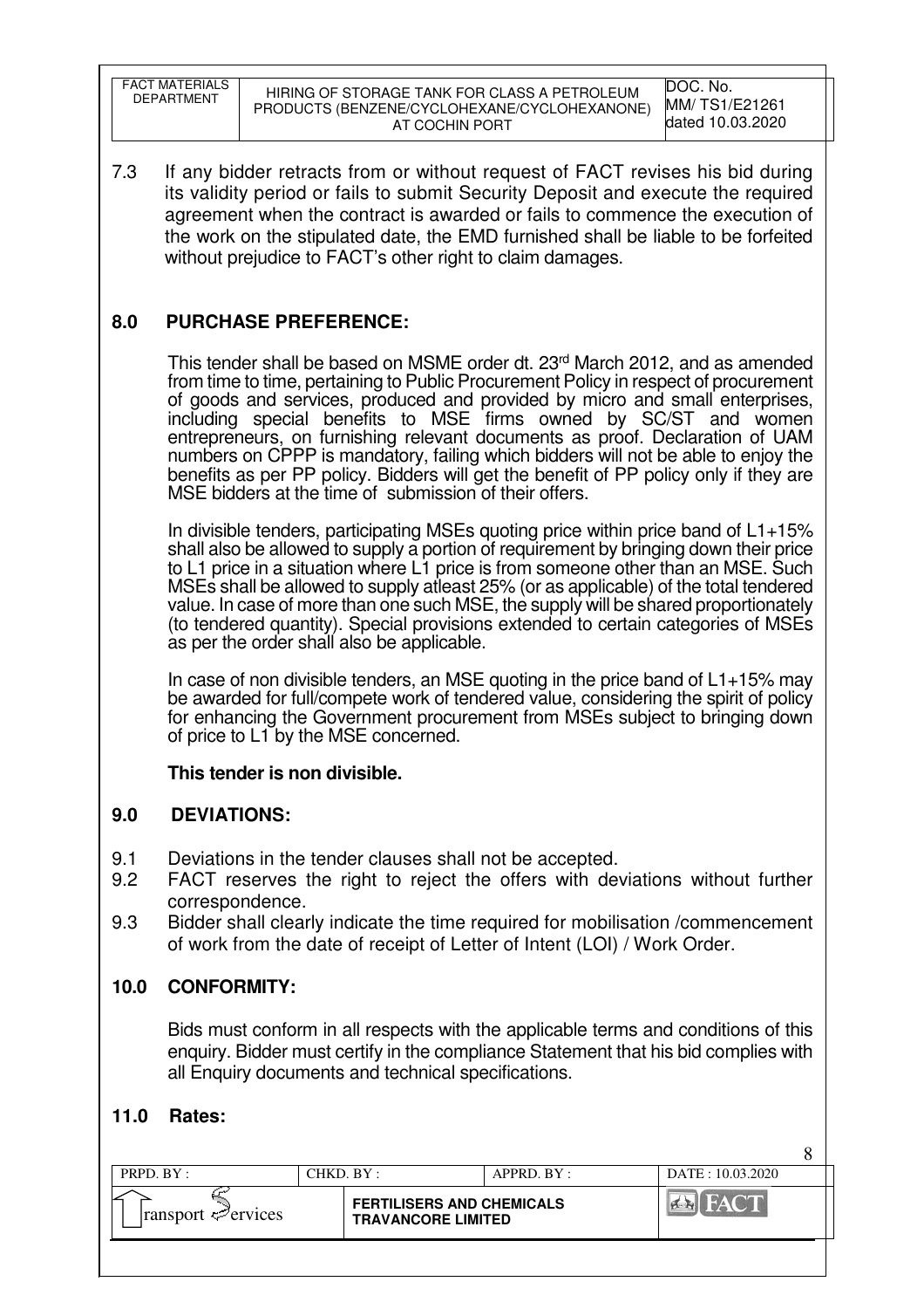7.3 If any bidder retracts from or without request of FACT revises his bid during its validity period or fails to submit Security Deposit and execute the required agreement when the contract is awarded or fails to commence the execution of the work on the stipulated date, the EMD furnished shall be liable to be forfeited without prejudice to FACT's other right to claim damages.

## 8.0 PURCHASE PREFERENCE:

This tender shall be based on MSME order dt. 23rd March 2012, and as amended from time to time, pertaining to Public Procurement Policy in respect of procurement of goods and services, produced and provided by micro and small enterprises, including special benefits to MSE firms owned by SC/ST and women entrepreneurs, on furnishing relevant documents as proof. Declaration of UAM numbers on CPPP is mandatory, failing which bidders will not be able to enjoy the benefits as per PP policy. Bidders will get the benefit of PP policy only if they are MSE bidders at the time of submission of their offers.

In divisible tenders, participating MSEs quoting price within price band of L1+15% shall also be allowed to supply a portion of requirement by bringing down their price to L1 price in a situation where L1 price is from someone other than an MSE. Such MSEs shall be allowed to supply atleast 25% (or as applicable) of the total tendered value. In case of more than one such MSE, the supply will be shared proportionately (to tendered quantity). Special provisions extended to certain categories of MSEs as per the order shall also be applicable.

In case of non divisible tenders, an MSE quoting in the price band of L1+15% may be awarded for full/compete work of tendered value, considering the spirit of policy for enhancing the Government procurement from MSEs subject to bringing down of price to L1 by the MSE concerned.

**This tender is non divisible.**

## 9.0 DEVIATIONS:

9.1 Deviations in the tender clauses shall not be accepted.

9.2 FACT reserves the right to reject the offers with deviations without further correspondence.

9.3 Bidder shall clearly indicate the time required for mobilisation /commencement of work from the date of receipt of Letter of Intent (LOI) / Work Order.

## 10.0 CONFORMITY:

Bids must conform in all respects with the applicable terms and conditions of this enquiry. Bidder must certify in the compliance Statement that his bid complies with all Enquiry documents and technical specifications.

## 11.0 Rates: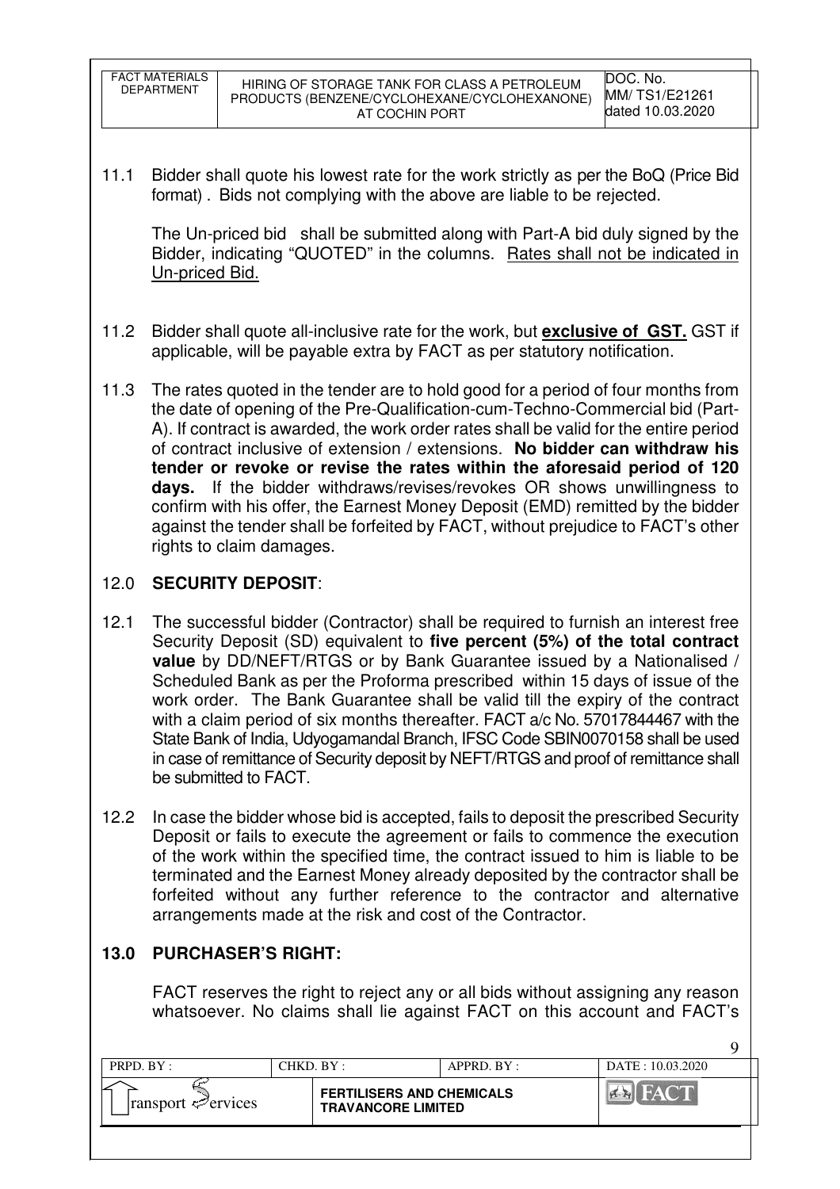11.1 Bidder shall quote his lowest rate for the work strictly as per the BoQ (Price Bid format) . Bids not complying with the above are liable to be rejected.

The Un-priced bid shall be submitted along with Part-A bid duly signed by the Bidder, indicating "QUOTED" in the columns. <u>Rates shall not be indicated in Un-priced Bid.</u>

11.2 Bidder shall quote all-inclusive rate for the work, but **<u>exclusive of GST.</u>** GST if applicable, will be payable extra by FACT as per statutory notification.

11.3 The rates quoted in the tender are to hold good for a period of four months from the date of opening of the Pre-Qualification-cum-Techno-Commercial bid (Part-A). If contract is awarded, the work order rates shall be valid for the entire period of contract inclusive of extension / extensions. **No bidder can withdraw his tender or revoke or revise the rates within the aforesaid period of 120 days.** If the bidder withdraws/revises/revokes OR shows unwillingness to confirm with his offer, the Earnest Money Deposit (EMD) remitted by the bidder against the tender shall be forfeited by FACT, without prejudice to FACT's other rights to claim damages.

## 12.0 SECURITY DEPOSIT:

12.1 The successful bidder (Contractor) shall be required to furnish an interest free Security Deposit (SD) equivalent to **five percent (5%) of the total contract value** by DD/NEFT/RTGS or by Bank Guarantee issued by a Nationalised / Scheduled Bank as per the Proforma prescribed within 15 days of issue of the work order. The Bank Guarantee shall be valid till the expiry of the contract with a claim period of six months thereafter. FACT a/c No. 57017844467 with the State Bank of India, Udyogamandal Branch, IFSC Code SBIN0070158 shall be used in case of remittance of Security deposit by NEFT/RTGS and proof of remittance shall be submitted to FACT.

12.2 In case the bidder whose bid is accepted, fails to deposit the prescribed Security Deposit or fails to execute the agreement or fails to commence the execution of the work within the specified time, the contract issued to him is liable to be terminated and the Earnest Money already deposited by the contractor shall be forfeited without any further reference to the contractor and alternative arrangements made at the risk and cost of the Contractor.

## 13.0 PURCHASER'S RIGHT:

FACT reserves the right to reject any or all bids without assigning any reason whatsoever. No claims shall lie against FACT on this account and FACT's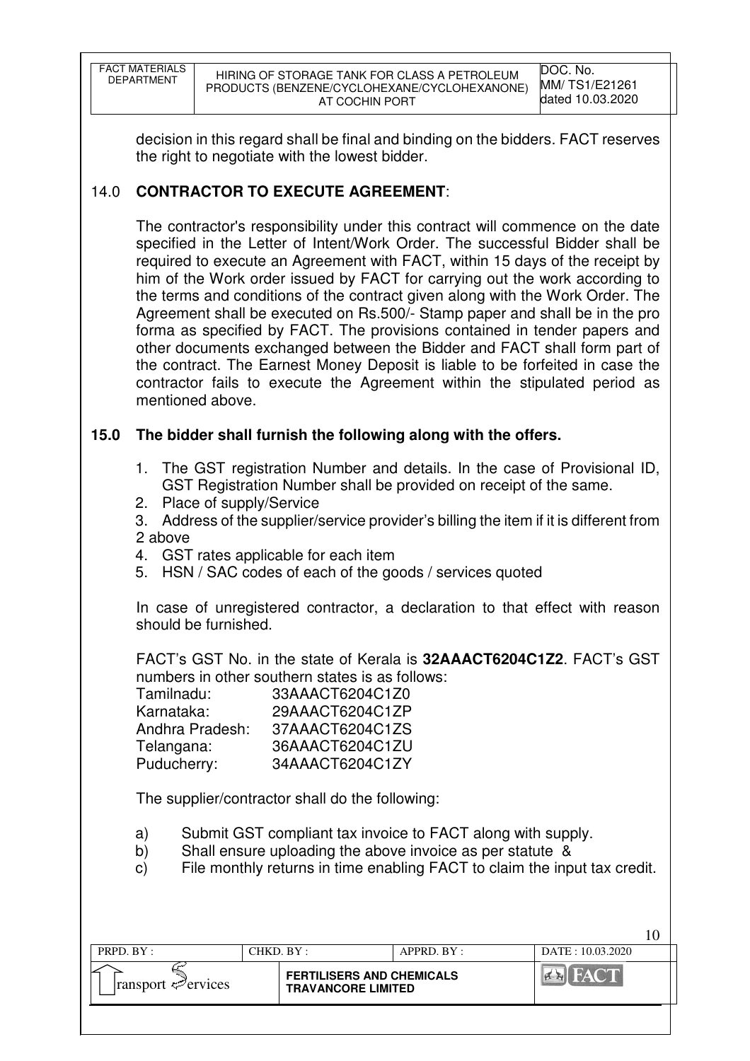decision in this regard shall be final and binding on the bidders. FACT reserves the right to negotiate with the lowest bidder.

## 14.0 CONTRACTOR TO EXECUTE AGREEMENT:

The contractor's responsibility under this contract will commence on the date specified in the Letter of Intent/Work Order. The successful Bidder shall be required to execute an Agreement with FACT, within 15 days of the receipt by him of the Work order issued by FACT for carrying out the work according to the terms and conditions of the contract given along with the Work Order. The Agreement shall be executed on Rs.500/- Stamp paper and shall be in the pro forma as specified by FACT. The provisions contained in tender papers and other documents exchanged between the Bidder and FACT shall form part of the contract. The Earnest Money Deposit is liable to be forfeited in case the contractor fails to execute the Agreement within the stipulated period as mentioned above.

## 15.0 The bidder shall furnish the following along with the offers.

1. The GST registration Number and details. In the case of Provisional ID, GST Registration Number shall be provided on receipt of the same.
2. Place of supply/Service
3. Address of the supplier/service provider's billing the item if it is different from 2 above
4. GST rates applicable for each item
5. HSN / SAC codes of each of the goods / services quoted

In case of unregistered contractor, a declaration to that effect with reason should be furnished.

FACT's GST No. in the state of Kerala is **32AAACT6204C1Z2**. FACT's GST numbers in other southern states is as follows:

| | |
|---|---|
| Tamilnadu: | 33AAACT6204C1Z0 |
| Karnataka: | 29AAACT6204C1ZP |
| Andhra Pradesh: | 37AAACT6204C1ZS |
| Telangana: | 36AAACT6204C1ZU |
| Puducherry: | 34AAACT6204C1ZY |

The supplier/contractor shall do the following:

a) Submit GST compliant tax invoice to FACT along with supply.
b) Shall ensure uploading the above invoice as per statute &
c) File monthly returns in time enabling FACT to claim the input tax credit.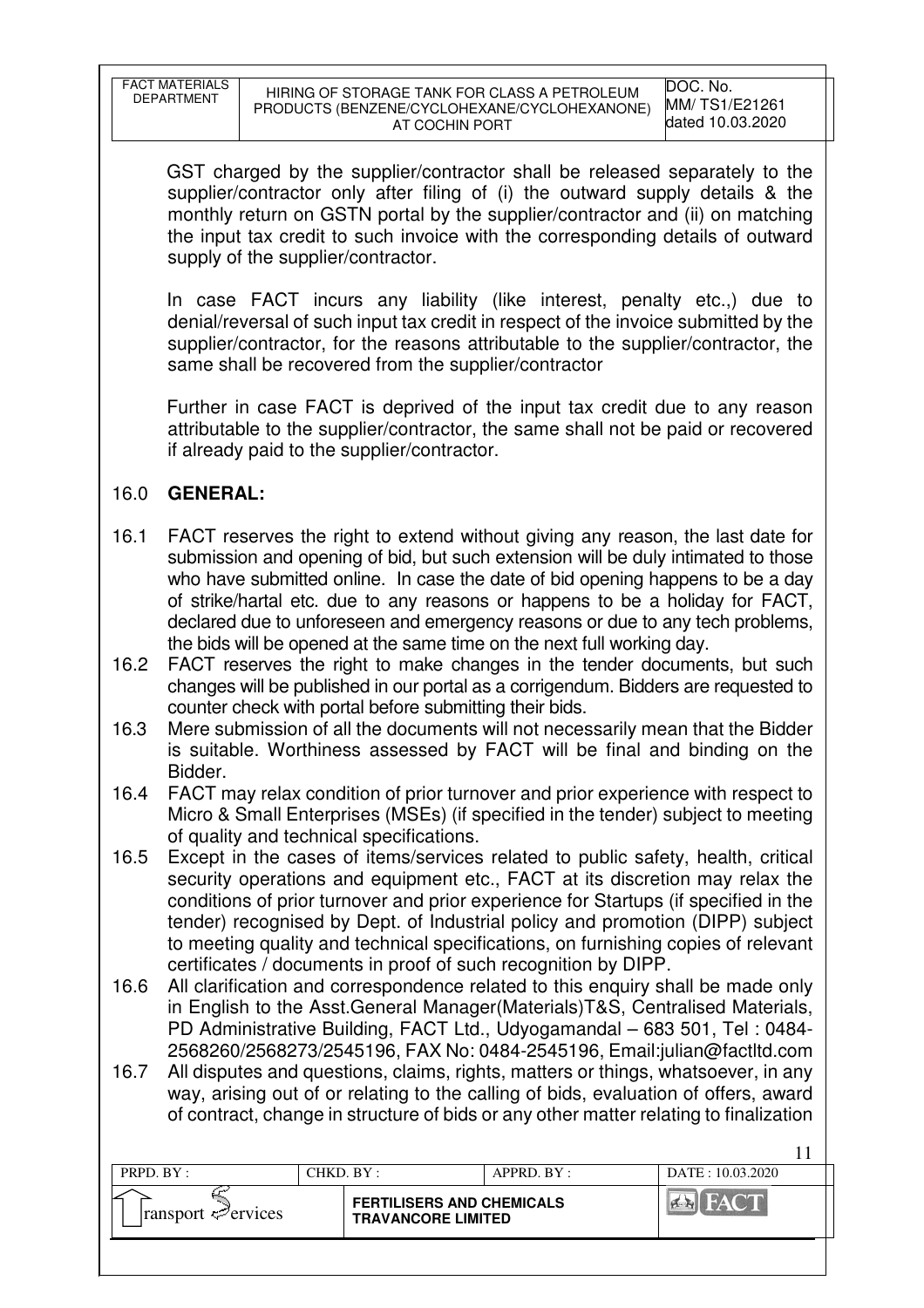GST charged by the supplier/contractor shall be released separately to the supplier/contractor only after filing of (i) the outward supply details & the monthly return on GSTN portal by the supplier/contractor and (ii) on matching the input tax credit to such invoice with the corresponding details of outward supply of the supplier/contractor.

In case FACT incurs any liability (like interest, penalty etc.,) due to denial/reversal of such input tax credit in respect of the invoice submitted by the supplier/contractor, for the reasons attributable to the supplier/contractor, the same shall be recovered from the supplier/contractor

Further in case FACT is deprived of the input tax credit due to any reason attributable to the supplier/contractor, the same shall not be paid or recovered if already paid to the supplier/contractor.

## 16.0 GENERAL:

16.1 FACT reserves the right to extend without giving any reason, the last date for submission and opening of bid, but such extension will be duly intimated to those who have submitted online. In case the date of bid opening happens to be a day of strike/hartal etc. due to any reasons or happens to be a holiday for FACT, declared due to unforeseen and emergency reasons or due to any tech problems, the bids will be opened at the same time on the next full working day.

16.2 FACT reserves the right to make changes in the tender documents, but such changes will be published in our portal as a corrigendum. Bidders are requested to counter check with portal before submitting their bids.

16.3 Mere submission of all the documents will not necessarily mean that the Bidder is suitable. Worthiness assessed by FACT will be final and binding on the Bidder.

16.4 FACT may relax condition of prior turnover and prior experience with respect to Micro & Small Enterprises (MSEs) (if specified in the tender) subject to meeting of quality and technical specifications.

16.5 Except in the cases of items/services related to public safety, health, critical security operations and equipment etc., FACT at its discretion may relax the conditions of prior turnover and prior experience for Startups (if specified in the tender) recognised by Dept. of Industrial policy and promotion (DIPP) subject to meeting quality and technical specifications, on furnishing copies of relevant certificates / documents in proof of such recognition by DIPP.

16.6 All clarification and correspondence related to this enquiry shall be made only in English to the Asst.General Manager(Materials)T&S, Centralised Materials, PD Administrative Building, FACT Ltd., Udyogamandal – 683 501, Tel : 0484-2568260/2568273/2545196, FAX No: 0484-2545196, Email:julian@factltd.com

16.7 All disputes and questions, claims, rights, matters or things, whatsoever, in any way, arising out of or relating to the calling of bids, evaluation of offers, award of contract, change in structure of bids or any other matter relating to finalization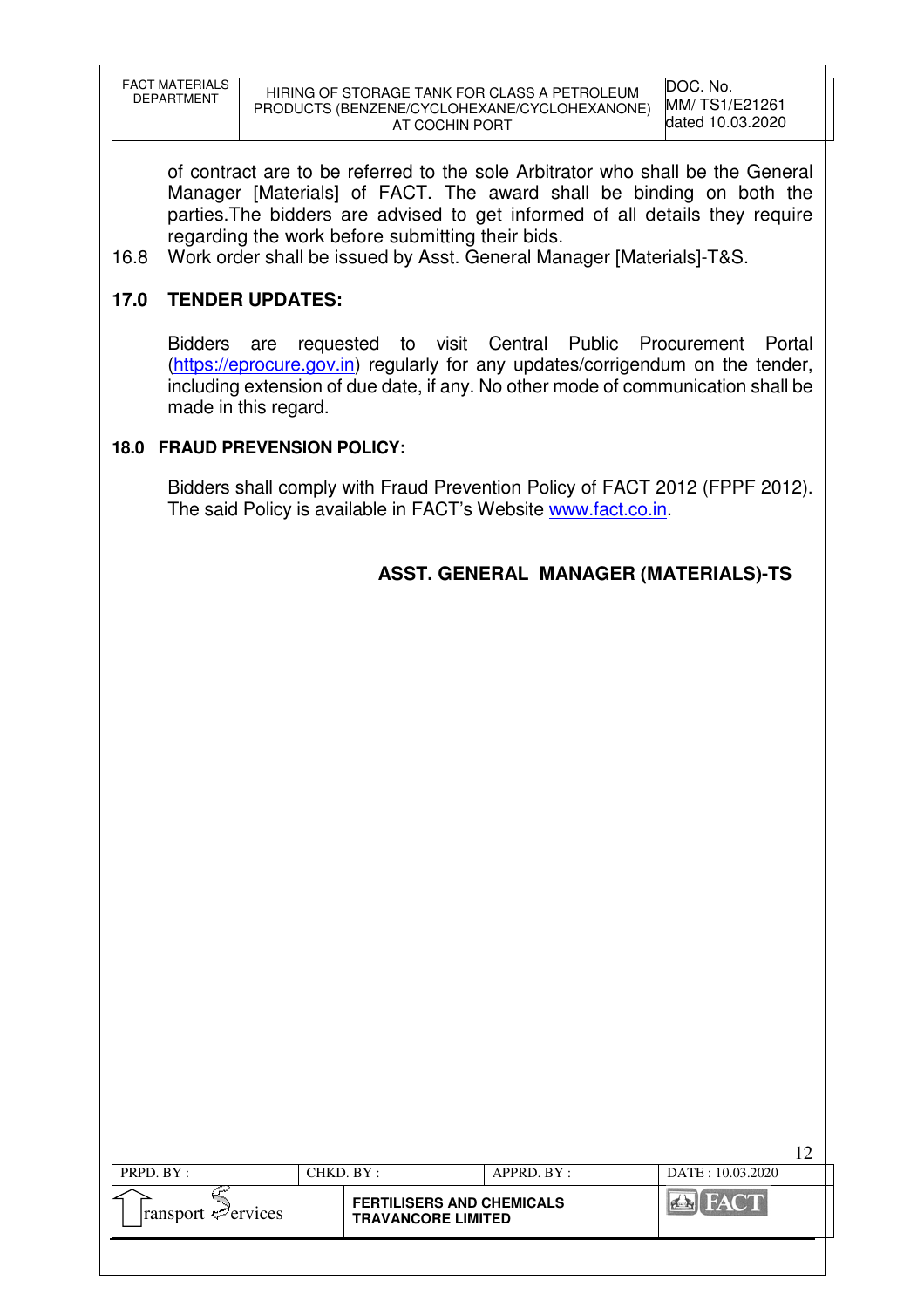of contract are to be referred to the sole Arbitrator who shall be the General Manager [Materials] of FACT. The award shall be binding on both the parties.The bidders are advised to get informed of all details they require regarding the work before submitting their bids.

16.8 Work order shall be issued by Asst. General Manager [Materials]-T&S.

## 17.0 TENDER UPDATES:

Bidders are requested to visit Central Public Procurement Portal (https://eprocure.gov.in) regularly for any updates/corrigendum on the tender, including extension of due date, if any. No other mode of communication shall be made in this regard.

## 18.0 FRAUD PREVENSION POLICY:

Bidders shall comply with Fraud Prevention Policy of FACT 2012 (FPPF 2012). The said Policy is available in FACT's Website www.fact.co.in.

**ASST. GENERAL MANAGER (MATERIALS)-TS**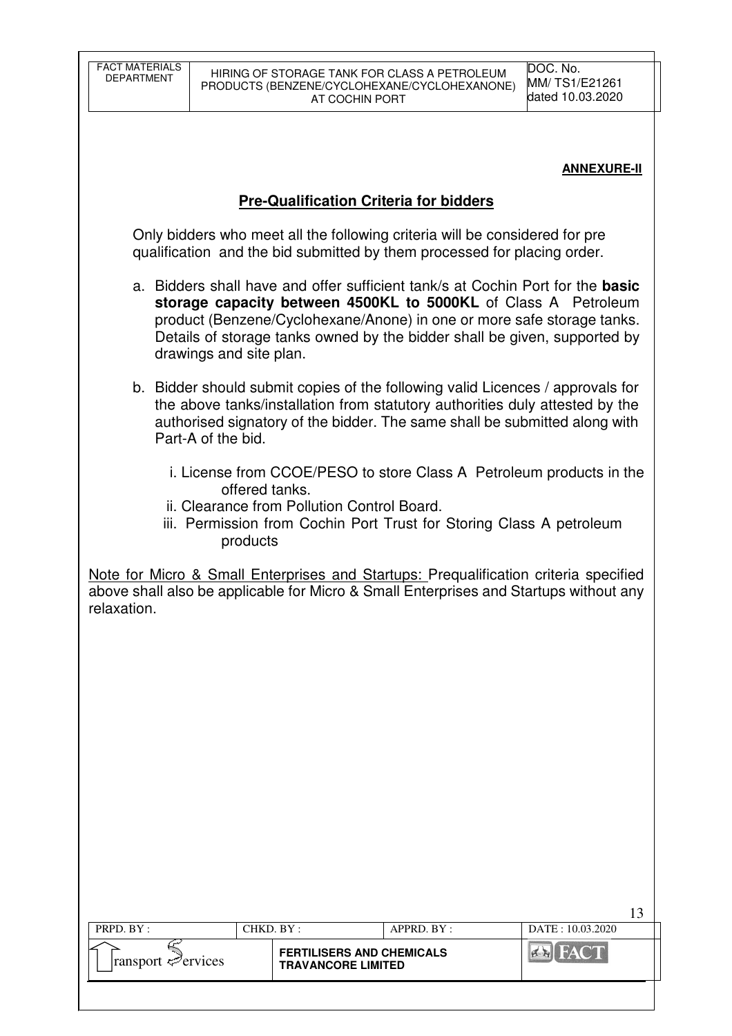**ANNEXURE-II**

## Pre-Qualification Criteria for bidders

Only bidders who meet all the following criteria will be considered for pre qualification and the bid submitted by them processed for placing order.

a. Bidders shall have and offer sufficient tank/s at Cochin Port for the **basic storage capacity between 4500KL to 5000KL** of Class A Petroleum product (Benzene/Cyclohexane/Anone) in one or more safe storage tanks. Details of storage tanks owned by the bidder shall be given, supported by drawings and site plan.

b. Bidder should submit copies of the following valid Licences / approvals for the above tanks/installation from statutory authorities duly attested by the authorised signatory of the bidder. The same shall be submitted along with Part-A of the bid.

   i. License from CCOE/PESO to store Class A Petroleum products in the offered tanks.
   ii. Clearance from Pollution Control Board.
   iii. Permission from Cochin Port Trust for Storing Class A petroleum products

Note for Micro & Small Enterprises and Startups: Prequalification criteria specified above shall also be applicable for Micro & Small Enterprises and Startups without any relaxation.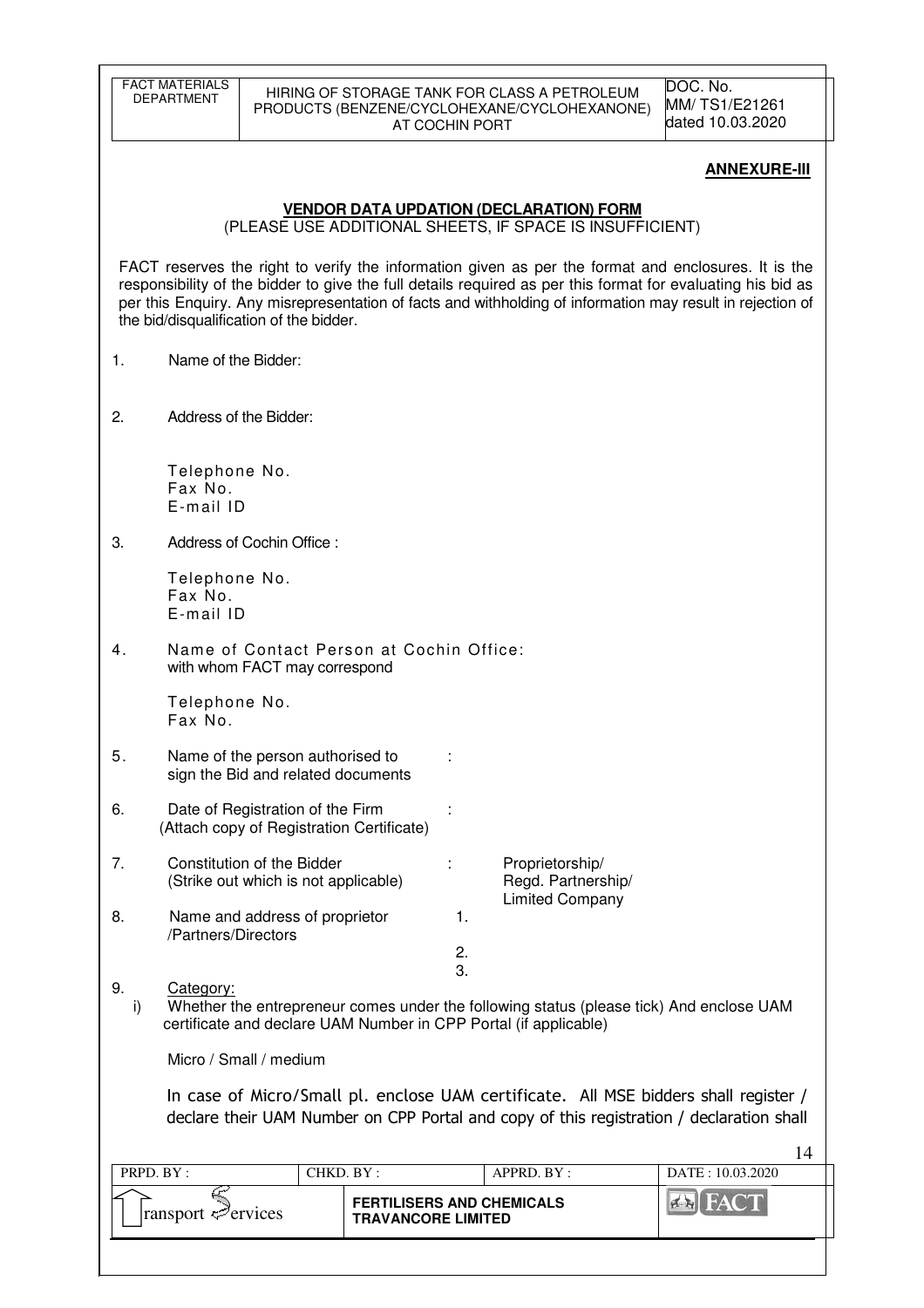**ANNEXURE-III**

**VENDOR DATA UPDATION (DECLARATION) FORM**

(PLEASE USE ADDITIONAL SHEETS, IF SPACE IS INSUFFICIENT)

FACT reserves the right to verify the information given as per the format and enclosures. It is the responsibility of the bidder to give the full details required as per this format for evaluating his bid as per this Enquiry. Any misrepresentation of facts and withholding of information may result in rejection of the bid/disqualification of the bidder.

1. Name of the Bidder:

2. Address of the Bidder:

   Telephone No.
   Fax No.
   E-mail ID

3. Address of Cochin Office :

   Telephone No.
   Fax No.
   E-mail ID

4. Name of Contact Person at Cochin Office:
   with whom FACT may correspond

   Telephone No.
   Fax No.

5. Name of the person authorised to sign the Bid and related documents :

6. Date of Registration of the Firm (Attach copy of Registration Certificate) :

7. Constitution of the Bidder (Strike out which is not applicable) : Proprietorship/ Regd. Partnership/ Limited Company

8. Name and address of proprietor /Partners/Directors
   1.
   2.
   3.

9. Category:
   i) Whether the entrepreneur comes under the following status (please tick) And enclose UAM certificate and declare UAM Number in CPP Portal (if applicable)

   Micro / Small / medium

   In case of Micro/Small pl. enclose UAM certificate. All MSE bidders shall register / declare their UAM Number on CPP Portal and copy of this registration / declaration shall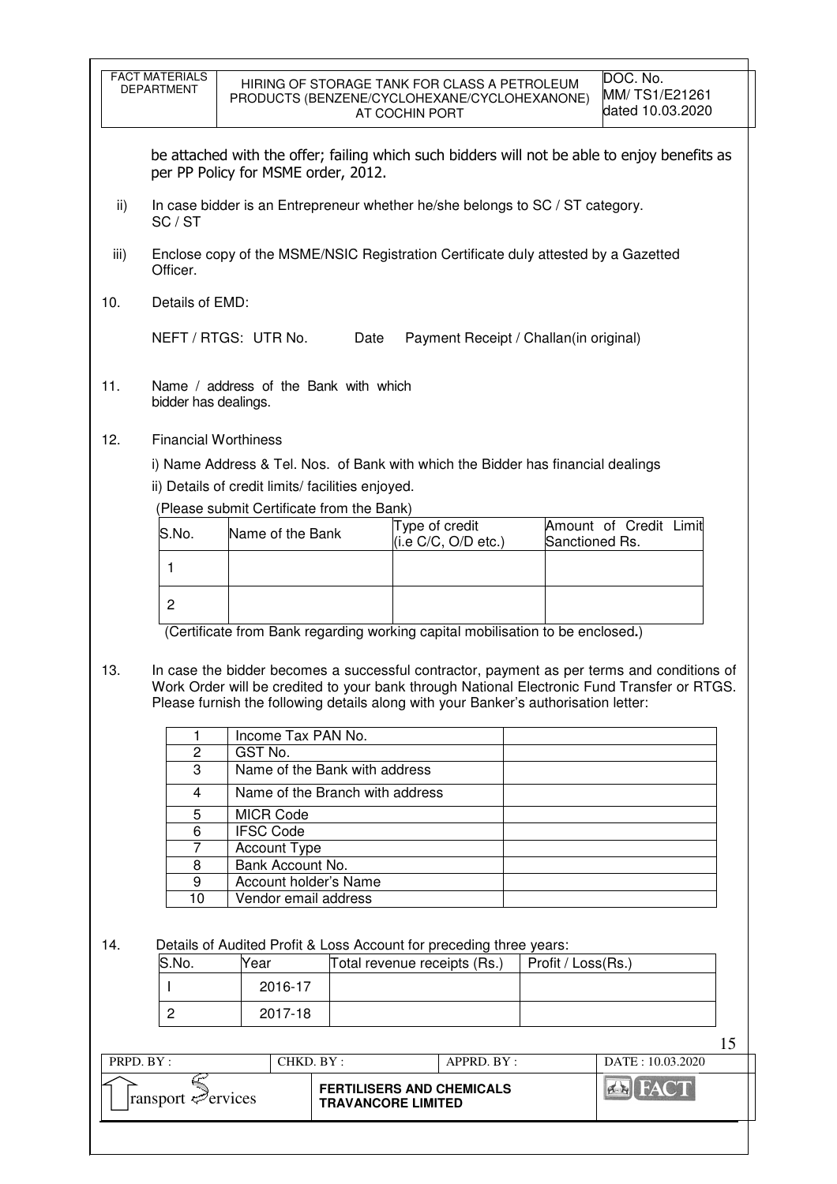be attached with the offer; failing which such bidders will not be able to enjoy benefits as per PP Policy for MSME order, 2012.

ii) In case bidder is an Entrepreneur whether he/she belongs to SC / ST category.
SC / ST

iii) Enclose copy of the MSME/NSIC Registration Certificate duly attested by a Gazetted Officer.

10. Details of EMD:

NEFT / RTGS: UTR No. Date Payment Receipt / Challan(in original)

11. Name / address of the Bank with which bidder has dealings.

12. Financial Worthiness

i) Name Address & Tel. Nos. of Bank with which the Bidder has financial dealings

ii) Details of credit limits/ facilities enjoyed.

(Please submit Certificate from the Bank)

| S.No. | Name of the Bank | Type of credit (i.e C/C, O/D etc.) | Amount of Credit Limit Sanctioned Rs. |
|---|---|---|---|
| 1 | | | |
| 2 | | | |

(Certificate from Bank regarding working capital mobilisation to be enclosed**.**)

13. In case the bidder becomes a successful contractor, payment as per terms and conditions of Work Order will be credited to your bank through National Electronic Fund Transfer or RTGS. Please furnish the following details along with your Banker's authorisation letter:

| | | |
|---|---|---|
| 1 | Income Tax PAN No. | |
| 2 | GST No. | |
| 3 | Name of the Bank with address | |
| 4 | Name of the Branch with address | |
| 5 | MICR Code | |
| 6 | IFSC Code | |
| 7 | Account Type | |
| 8 | Bank Account No. | |
| 9 | Account holder's Name | |
| 10 | Vendor email address | |

14. Details of Audited Profit & Loss Account for preceding three years:

| S.No. | Year | Total revenue receipts (Rs.) | Profit / Loss(Rs.) |
|---|---|---|---|
| I | 2016-17 | | |
| 2 | 2017-18 | | |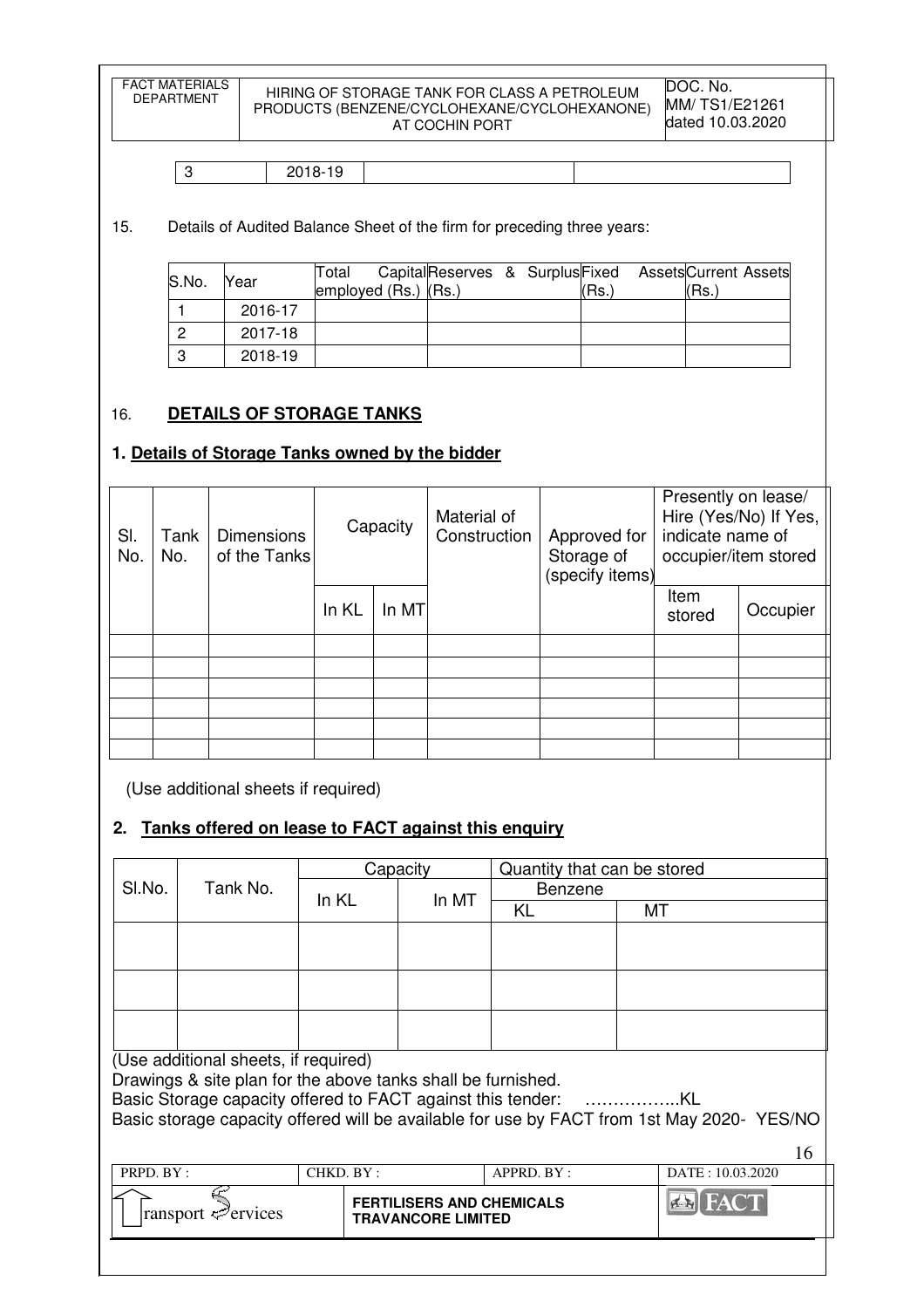| 3 | 2018-19 | | |
|---|---|---|---|

15. Details of Audited Balance Sheet of the firm for preceding three years:

| S.No. | Year | Total Capital employed (Rs.) | Reserves & Surplus (Rs.) | Fixed Assets (Rs.) | Current Assets (Rs.) |
|---|---|---|---|---|---|
| 1 | 2016-17 | | | | |
| 2 | 2017-18 | | | | |
| 3 | 2018-19 | | | | |

16. **DETAILS OF STORAGE TANKS**

## 1. Details of Storage Tanks owned by the bidder

| Sl. No. | Tank No. | Dimensions of the Tanks | Capacity | | Material of Construction | Approved for Storage of (specify items) | Presently on lease/ Hire (Yes/No) If Yes, indicate name of occupier/item stored | |
|---|---|---|---|---|---|---|---|---|
| | | | In KL | In MT | | | Item stored | Occupier |
| | | | | | | | | |
| | | | | | | | | |
| | | | | | | | | |
| | | | | | | | | |
| | | | | | | | | |
| | | | | | | | | |

(Use additional sheets if required)

## 2. Tanks offered on lease to FACT against this enquiry

| Sl.No. | Tank No. | Capacity | | Quantity that can be stored | |
|---|---|---|---|---|---|
| | | In KL | In MT | Benzene | |
| | | | | KL | MT |
| | | | | | |
| | | | | | |
| | | | | | |

(Use additional sheets, if required)

Drawings & site plan for the above tanks shall be furnished.

Basic Storage capacity offered to FACT against this tender: ……………..KL

Basic storage capacity offered will be available for use by FACT from 1st May 2020- YES/NO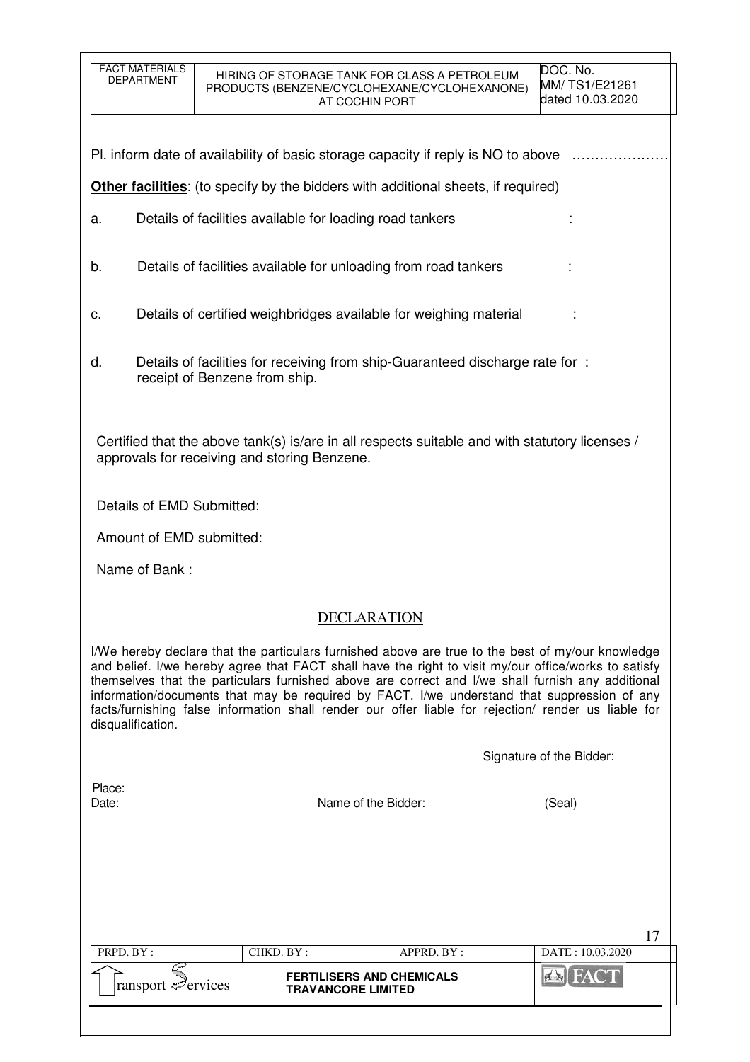Pl. inform date of availability of basic storage capacity if reply is NO to above …………………

**Other facilities**: (to specify by the bidders with additional sheets, if required)

a. Details of facilities available for loading road tankers :

b. Details of facilities available for unloading from road tankers :

c. Details of certified weighbridges available for weighing material :

d. Details of facilities for receiving from ship-Guaranteed discharge rate for : receipt of Benzene from ship.

Certified that the above tank(s) is/are in all respects suitable and with statutory licenses / approvals for receiving and storing Benzene.

Details of EMD Submitted:

Amount of EMD submitted:

Name of Bank :

## DECLARATION

I/We hereby declare that the particulars furnished above are true to the best of my/our knowledge and belief. I/we hereby agree that FACT shall have the right to visit my/our office/works to satisfy themselves that the particulars furnished above are correct and I/we shall furnish any additional information/documents that may be required by FACT. I/we understand that suppression of any facts/furnishing false information shall render our offer liable for rejection/ render us liable for disqualification.

Signature of the Bidder:

Place:

Date: Name of the Bidder: (Seal)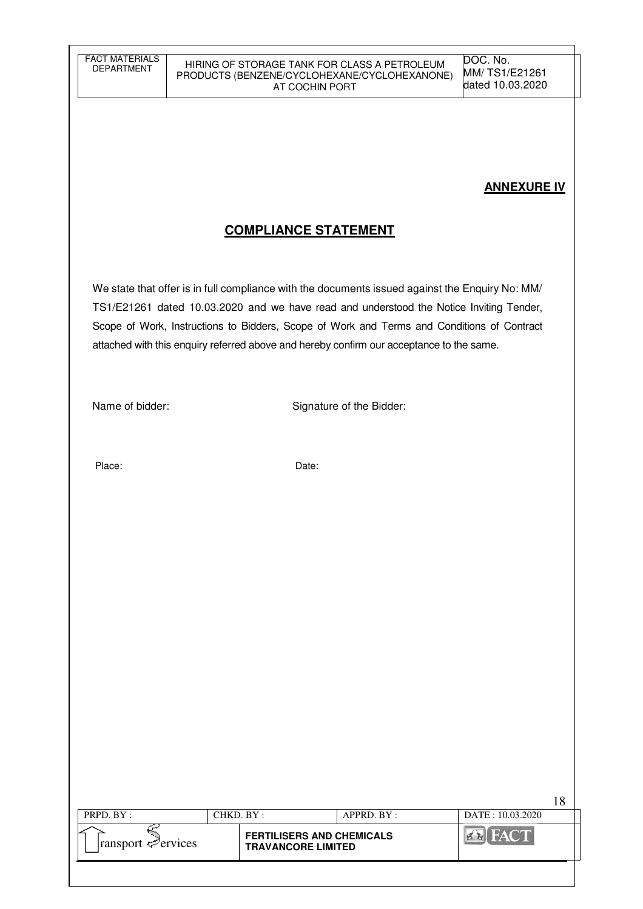**ANNEXURE IV**

## COMPLIANCE STATEMENT

We state that offer is in full compliance with the documents issued against the Enquiry No: MM/ TS1/E21261 dated 10.03.2020 and we have read and understood the Notice Inviting Tender, Scope of Work, Instructions to Bidders, Scope of Work and Terms and Conditions of Contract attached with this enquiry referred above and hereby confirm our acceptance to the same.

Name of bidder: Signature of the Bidder:

Place: Date: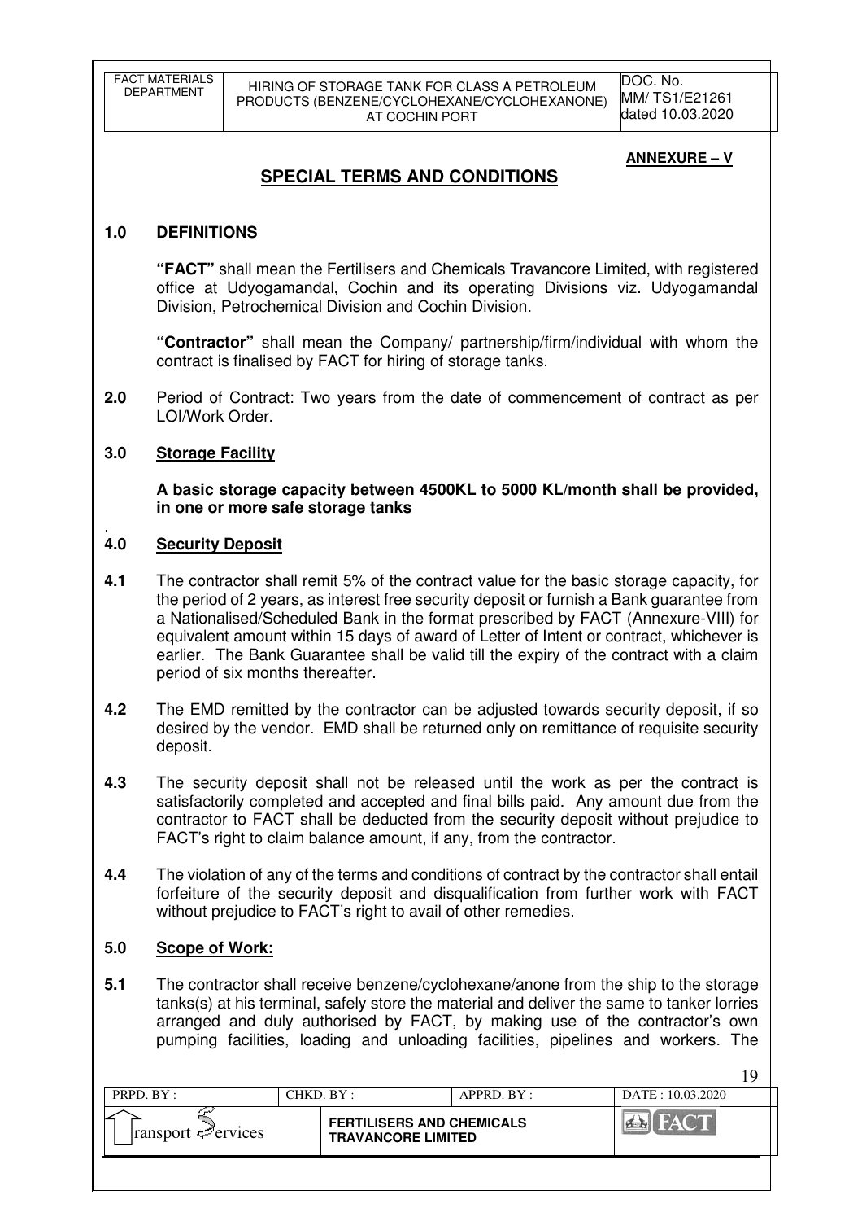**ANNEXURE – V**

# SPECIAL TERMS AND CONDITIONS

## 1.0 DEFINITIONS

**"FACT"** shall mean the Fertilisers and Chemicals Travancore Limited, with registered office at Udyogamandal, Cochin and its operating Divisions viz. Udyogamandal Division, Petrochemical Division and Cochin Division.

**"Contractor"** shall mean the Company/ partnership/firm/individual with whom the contract is finalised by FACT for hiring of storage tanks.

**2.0** Period of Contract: Two years from the date of commencement of contract as per LOI/Work Order.

## 3.0 Storage Facility

**A basic storage capacity between 4500KL to 5000 KL/month shall be provided, in one or more safe storage tanks**

## 4.0 Security Deposit

**4.1** The contractor shall remit 5% of the contract value for the basic storage capacity, for the period of 2 years, as interest free security deposit or furnish a Bank guarantee from a Nationalised/Scheduled Bank in the format prescribed by FACT (Annexure-VIII) for equivalent amount within 15 days of award of Letter of Intent or contract, whichever is earlier. The Bank Guarantee shall be valid till the expiry of the contract with a claim period of six months thereafter.

**4.2** The EMD remitted by the contractor can be adjusted towards security deposit, if so desired by the vendor. EMD shall be returned only on remittance of requisite security deposit.

**4.3** The security deposit shall not be released until the work as per the contract is satisfactorily completed and accepted and final bills paid. Any amount due from the contractor to FACT shall be deducted from the security deposit without prejudice to FACT's right to claim balance amount, if any, from the contractor.

**4.4** The violation of any of the terms and conditions of contract by the contractor shall entail forfeiture of the security deposit and disqualification from further work with FACT without prejudice to FACT's right to avail of other remedies.

## 5.0 Scope of Work:

**5.1** The contractor shall receive benzene/cyclohexane/anone from the ship to the storage tanks(s) at his terminal, safely store the material and deliver the same to tanker lorries arranged and duly authorised by FACT, by making use of the contractor's own pumping facilities, loading and unloading facilities, pipelines and workers. The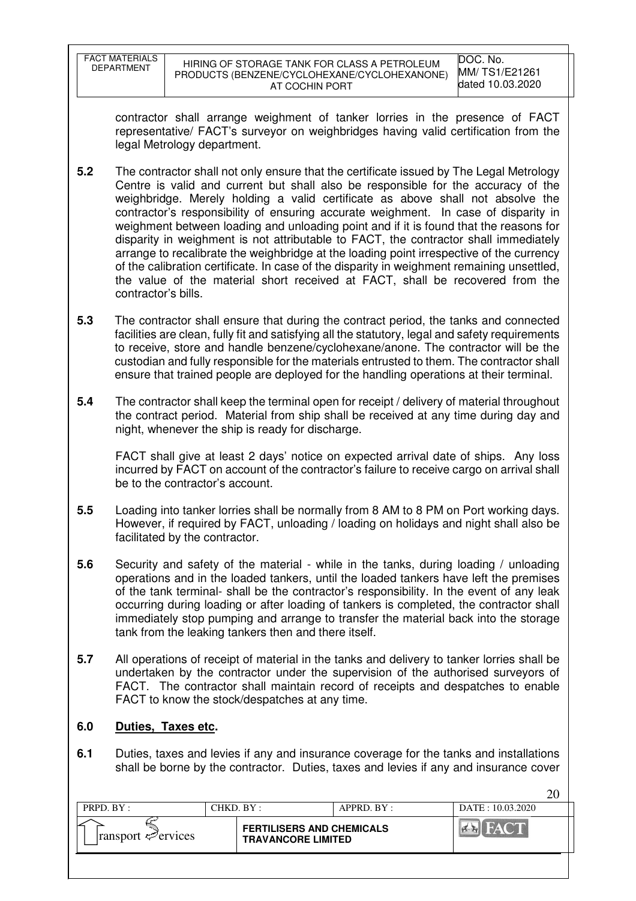contractor shall arrange weighment of tanker lorries in the presence of FACT representative/ FACT's surveyor on weighbridges having valid certification from the legal Metrology department.

**5.2** The contractor shall not only ensure that the certificate issued by The Legal Metrology Centre is valid and current but shall also be responsible for the accuracy of the weighbridge. Merely holding a valid certificate as above shall not absolve the contractor's responsibility of ensuring accurate weighment. In case of disparity in weighment between loading and unloading point and if it is found that the reasons for disparity in weighment is not attributable to FACT, the contractor shall immediately arrange to recalibrate the weighbridge at the loading point irrespective of the currency of the calibration certificate. In case of the disparity in weighment remaining unsettled, the value of the material short received at FACT, shall be recovered from the contractor's bills.

**5.3** The contractor shall ensure that during the contract period, the tanks and connected facilities are clean, fully fit and satisfying all the statutory, legal and safety requirements to receive, store and handle benzene/cyclohexane/anone. The contractor will be the custodian and fully responsible for the materials entrusted to them. The contractor shall ensure that trained people are deployed for the handling operations at their terminal.

**5.4** The contractor shall keep the terminal open for receipt / delivery of material throughout the contract period. Material from ship shall be received at any time during day and night, whenever the ship is ready for discharge.

FACT shall give at least 2 days' notice on expected arrival date of ships. Any loss incurred by FACT on account of the contractor's failure to receive cargo on arrival shall be to the contractor's account.

**5.5** Loading into tanker lorries shall be normally from 8 AM to 8 PM on Port working days. However, if required by FACT, unloading / loading on holidays and night shall also be facilitated by the contractor.

**5.6** Security and safety of the material - while in the tanks, during loading / unloading operations and in the loaded tankers, until the loaded tankers have left the premises of the tank terminal- shall be the contractor's responsibility. In the event of any leak occurring during loading or after loading of tankers is completed, the contractor shall immediately stop pumping and arrange to transfer the material back into the storage tank from the leaking tankers then and there itself.

**5.7** All operations of receipt of material in the tanks and delivery to tanker lorries shall be undertaken by the contractor under the supervision of the authorised surveyors of FACT. The contractor shall maintain record of receipts and despatches to enable FACT to know the stock/despatches at any time.

## 6.0 Duties, Taxes etc.

**6.1** Duties, taxes and levies if any and insurance coverage for the tanks and installations shall be borne by the contractor. Duties, taxes and levies if any and insurance cover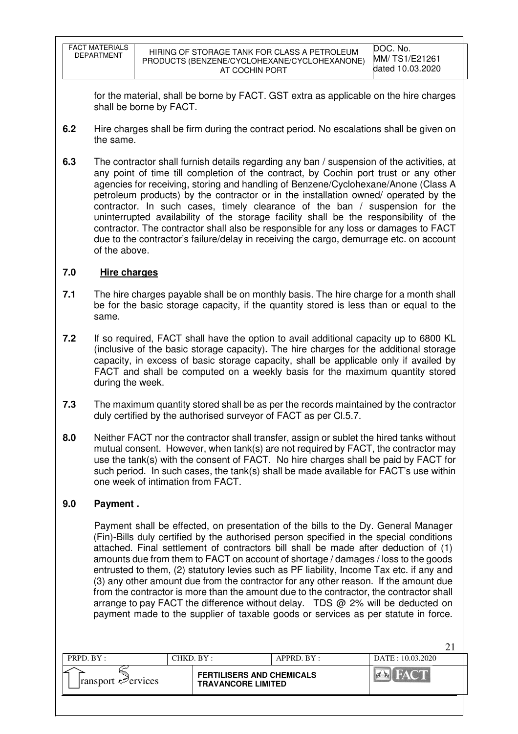for the material, shall be borne by FACT. GST extra as applicable on the hire charges shall be borne by FACT.

**6.2** Hire charges shall be firm during the contract period. No escalations shall be given on the same.

**6.3** The contractor shall furnish details regarding any ban / suspension of the activities, at any point of time till completion of the contract, by Cochin port trust or any other agencies for receiving, storing and handling of Benzene/Cyclohexane/Anone (Class A petroleum products) by the contractor or in the installation owned/ operated by the contractor. In such cases, timely clearance of the ban / suspension for the uninterrupted availability of the storage facility shall be the responsibility of the contractor. The contractor shall also be responsible for any loss or damages to FACT due to the contractor's failure/delay in receiving the cargo, demurrage etc. on account of the above.

## 7.0 Hire charges

**7.1** The hire charges payable shall be on monthly basis. The hire charge for a month shall be for the basic storage capacity, if the quantity stored is less than or equal to the same.

**7.2** If so required, FACT shall have the option to avail additional capacity up to 6800 KL (inclusive of the basic storage capacity)**.** The hire charges for the additional storage capacity, in excess of basic storage capacity, shall be applicable only if availed by FACT and shall be computed on a weekly basis for the maximum quantity stored during the week.

**7.3** The maximum quantity stored shall be as per the records maintained by the contractor duly certified by the authorised surveyor of FACT as per Cl.5.7.

**8.0** Neither FACT nor the contractor shall transfer, assign or sublet the hired tanks without mutual consent. However, when tank(s) are not required by FACT, the contractor may use the tank(s) with the consent of FACT. No hire charges shall be paid by FACT for such period. In such cases, the tank(s) shall be made available for FACT's use within one week of intimation from FACT.

## 9.0 Payment .

Payment shall be effected, on presentation of the bills to the Dy. General Manager (Fin)-Bills duly certified by the authorised person specified in the special conditions attached. Final settlement of contractors bill shall be made after deduction of (1) amounts due from them to FACT on account of shortage / damages / loss to the goods entrusted to them, (2) statutory levies such as PF liability, Income Tax etc. if any and (3) any other amount due from the contractor for any other reason. If the amount due from the contractor is more than the amount due to the contractor, the contractor shall arrange to pay FACT the difference without delay. TDS @ 2% will be deducted on payment made to the supplier of taxable goods or services as per statute in force.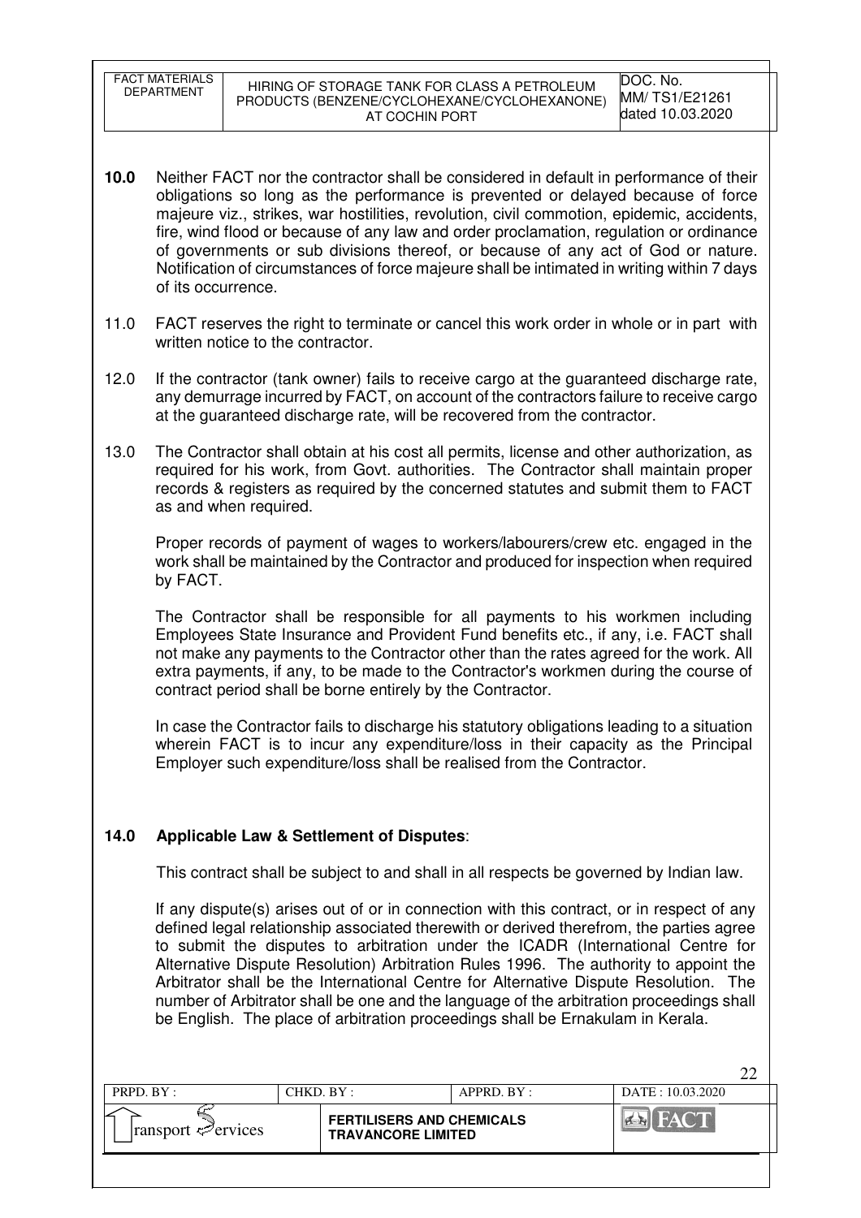**10.0** Neither FACT nor the contractor shall be considered in default in performance of their obligations so long as the performance is prevented or delayed because of force majeure viz., strikes, war hostilities, revolution, civil commotion, epidemic, accidents, fire, wind flood or because of any law and order proclamation, regulation or ordinance of governments or sub divisions thereof, or because of any act of God or nature. Notification of circumstances of force majeure shall be intimated in writing within 7 days of its occurrence.

11.0 FACT reserves the right to terminate or cancel this work order in whole or in part with written notice to the contractor.

12.0 If the contractor (tank owner) fails to receive cargo at the guaranteed discharge rate, any demurrage incurred by FACT, on account of the contractors failure to receive cargo at the guaranteed discharge rate, will be recovered from the contractor.

13.0 The Contractor shall obtain at his cost all permits, license and other authorization, as required for his work, from Govt. authorities. The Contractor shall maintain proper records & registers as required by the concerned statutes and submit them to FACT as and when required.

Proper records of payment of wages to workers/labourers/crew etc. engaged in the work shall be maintained by the Contractor and produced for inspection when required by FACT.

The Contractor shall be responsible for all payments to his workmen including Employees State Insurance and Provident Fund benefits etc., if any, i.e. FACT shall not make any payments to the Contractor other than the rates agreed for the work. All extra payments, if any, to be made to the Contractor's workmen during the course of contract period shall be borne entirely by the Contractor.

In case the Contractor fails to discharge his statutory obligations leading to a situation wherein FACT is to incur any expenditure/loss in their capacity as the Principal Employer such expenditure/loss shall be realised from the Contractor.

**14.0 Applicable Law & Settlement of Disputes**:

This contract shall be subject to and shall in all respects be governed by Indian law.

If any dispute(s) arises out of or in connection with this contract, or in respect of any defined legal relationship associated therewith or derived therefrom, the parties agree to submit the disputes to arbitration under the ICADR (International Centre for Alternative Dispute Resolution) Arbitration Rules 1996. The authority to appoint the Arbitrator shall be the International Centre for Alternative Dispute Resolution. The number of Arbitrator shall be one and the language of the arbitration proceedings shall be English. The place of arbitration proceedings shall be Ernakulam in Kerala.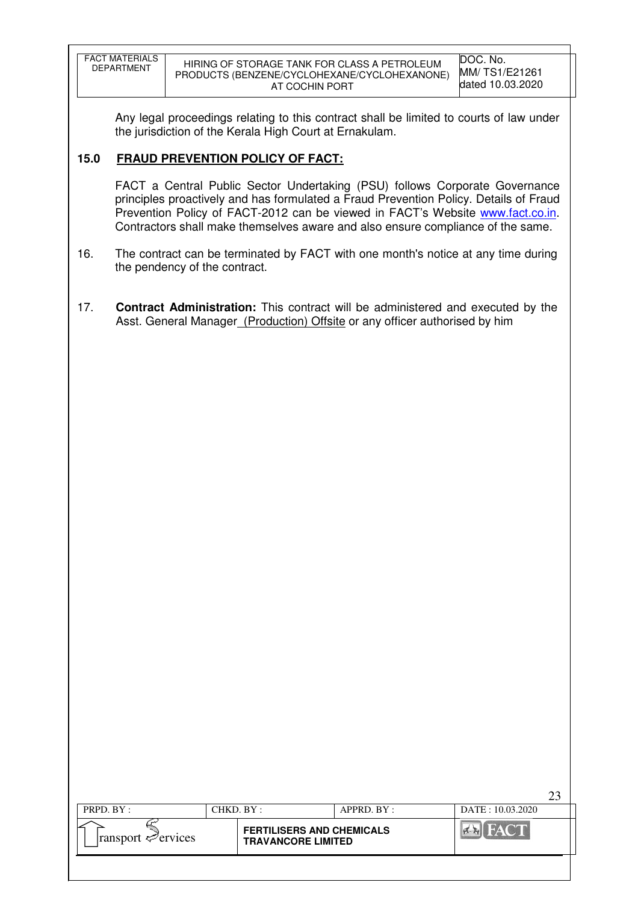Any legal proceedings relating to this contract shall be limited to courts of law under the jurisdiction of the Kerala High Court at Ernakulam.

## 15.0 FRAUD PREVENTION POLICY OF FACT:

FACT a Central Public Sector Undertaking (PSU) follows Corporate Governance principles proactively and has formulated a Fraud Prevention Policy. Details of Fraud Prevention Policy of FACT-2012 can be viewed in FACT's Website www.fact.co.in. Contractors shall make themselves aware and also ensure compliance of the same.

16. The contract can be terminated by FACT with one month's notice at any time during the pendency of the contract.

17. **Contract Administration:** This contract will be administered and executed by the Asst. General Manager (Production) Offsite or any officer authorised by him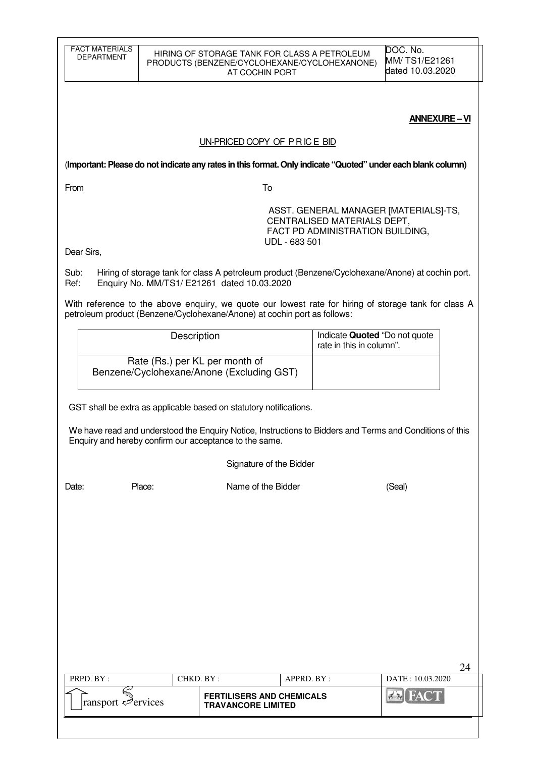**ANNEXURE – VI**

UN-PRICED COPY OF P R IC E BID

(**Important: Please do not indicate any rates in this format. Only indicate "Quoted" under each blank column)**

From

To

ASST. GENERAL MANAGER [MATERIALS]-TS,
CENTRALISED MATERIALS DEPT,
FACT PD ADMINISTRATION BUILDING,
UDL - 683 501

Dear Sirs,

Sub: Hiring of storage tank for class A petroleum product (Benzene/Cyclohexane/Anone) at cochin port.
Ref: Enquiry No. MM/TS1/ E21261 dated 10.03.2020

With reference to the above enquiry, we quote our lowest rate for hiring of storage tank for class A petroleum product (Benzene/Cyclohexane/Anone) at cochin port as follows:

| Description | Indicate **Quoted** "Do not quote rate in this in column". |
|---|---|
| Rate (Rs.) per KL per month of Benzene/Cyclohexane/Anone (Excluding GST) | |

GST shall be extra as applicable based on statutory notifications.

We have read and understood the Enquiry Notice, Instructions to Bidders and Terms and Conditions of this Enquiry and hereby confirm our acceptance to the same.

Signature of the Bidder

Date: Place: Name of the Bidder (Seal)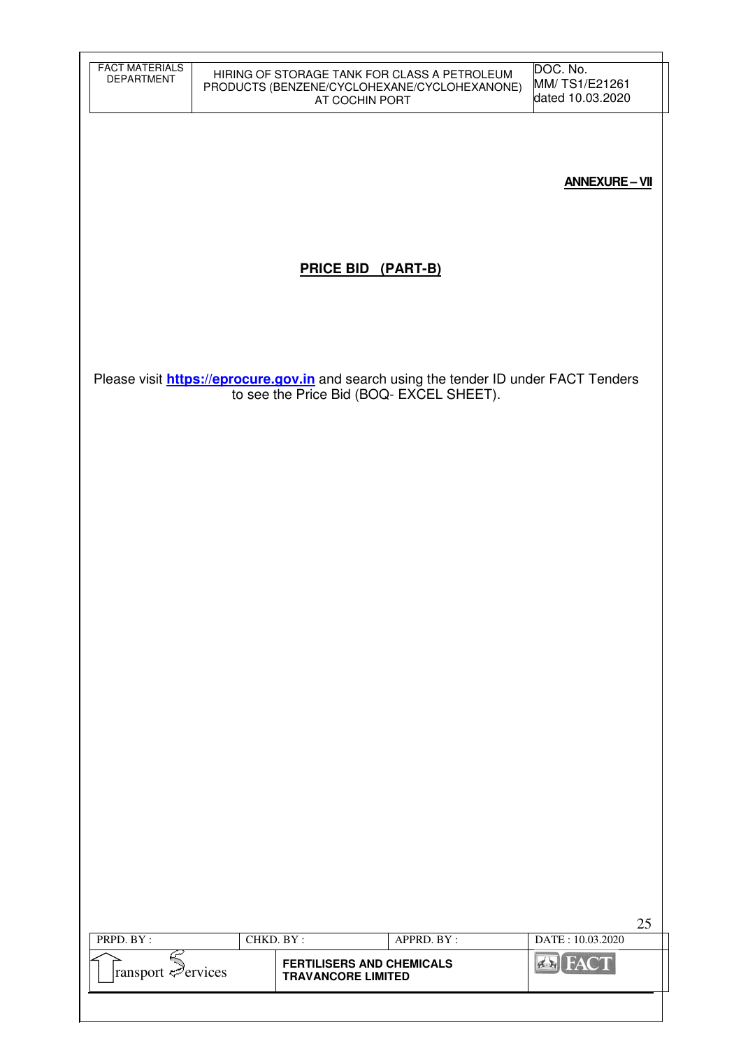**ANNEXURE – VII**

## PRICE BID (PART-B)

Please visit **https://eprocure.gov.in** and search using the tender ID under FACT Tenders to see the Price Bid (BOQ- EXCEL SHEET).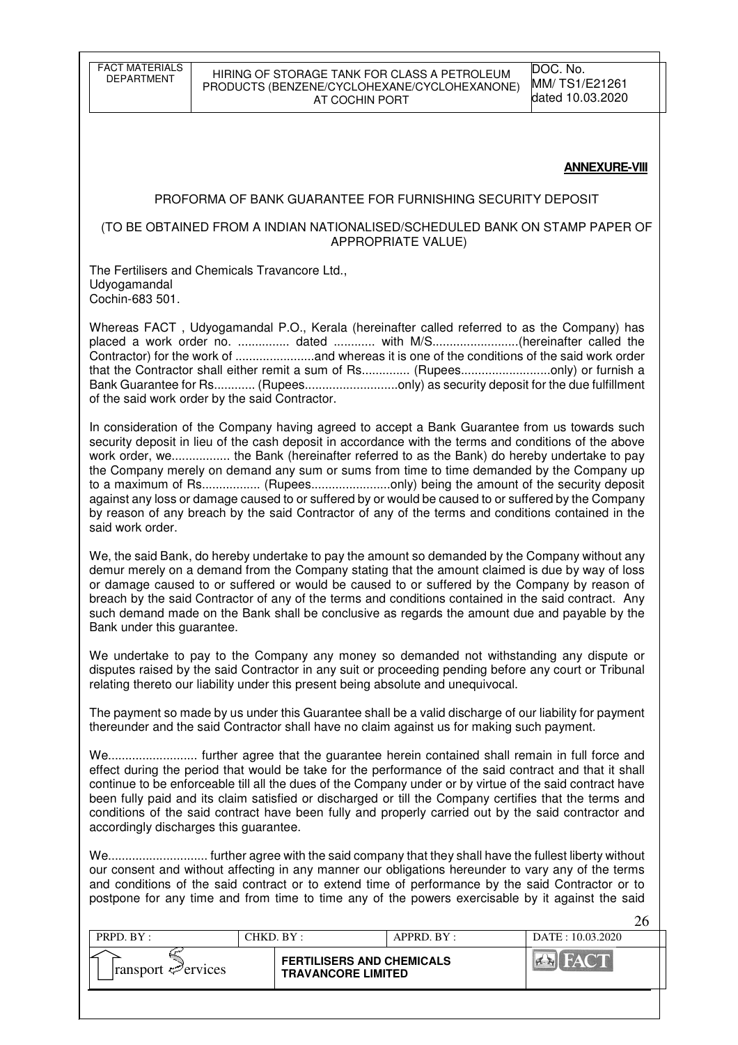**ANNEXURE-VIII**

PROFORMA OF BANK GUARANTEE FOR FURNISHING SECURITY DEPOSIT

(TO BE OBTAINED FROM A INDIAN NATIONALISED/SCHEDULED BANK ON STAMP PAPER OF APPROPRIATE VALUE)

The Fertilisers and Chemicals Travancore Ltd.,
Udyogamandal
Cochin-683 501.

Whereas FACT , Udyogamandal P.O., Kerala (hereinafter called referred to as the Company) has placed a work order no. ............... dated ............ with M/S.........................(hereinafter called the Contractor) for the work of .......................and whereas it is one of the conditions of the said work order that the Contractor shall either remit a sum of Rs.............. (Rupees..........................only) or furnish a Bank Guarantee for Rs............ (Rupees...........................only) as security deposit for the due fulfillment of the said work order by the said Contractor.

In consideration of the Company having agreed to accept a Bank Guarantee from us towards such security deposit in lieu of the cash deposit in accordance with the terms and conditions of the above work order, we................. the Bank (hereinafter referred to as the Bank) do hereby undertake to pay the Company merely on demand any sum or sums from time to time demanded by the Company up to a maximum of Rs................. (Rupees.......................only) being the amount of the security deposit against any loss or damage caused to or suffered by or would be caused to or suffered by the Company by reason of any breach by the said Contractor of any of the terms and conditions contained in the said work order.

We, the said Bank, do hereby undertake to pay the amount so demanded by the Company without any demur merely on a demand from the Company stating that the amount claimed is due by way of loss or damage caused to or suffered or would be caused to or suffered by the Company by reason of breach by the said Contractor of any of the terms and conditions contained in the said contract. Any such demand made on the Bank shall be conclusive as regards the amount due and payable by the Bank under this guarantee.

We undertake to pay to the Company any money so demanded not withstanding any dispute or disputes raised by the said Contractor in any suit or proceeding pending before any court or Tribunal relating thereto our liability under this present being absolute and unequivocal.

The payment so made by us under this Guarantee shall be a valid discharge of our liability for payment thereunder and the said Contractor shall have no claim against us for making such payment.

We.......................... further agree that the guarantee herein contained shall remain in full force and effect during the period that would be take for the performance of the said contract and that it shall continue to be enforceable till all the dues of the Company under or by virtue of the said contract have been fully paid and its claim satisfied or discharged or till the Company certifies that the terms and conditions of the said contract have been fully and properly carried out by the said contractor and accordingly discharges this guarantee.

We............................. further agree with the said company that they shall have the fullest liberty without our consent and without affecting in any manner our obligations hereunder to vary any of the terms and conditions of the said contract or to extend time of performance by the said Contractor or to postpone for any time and from time to time any of the powers exercisable by it against the said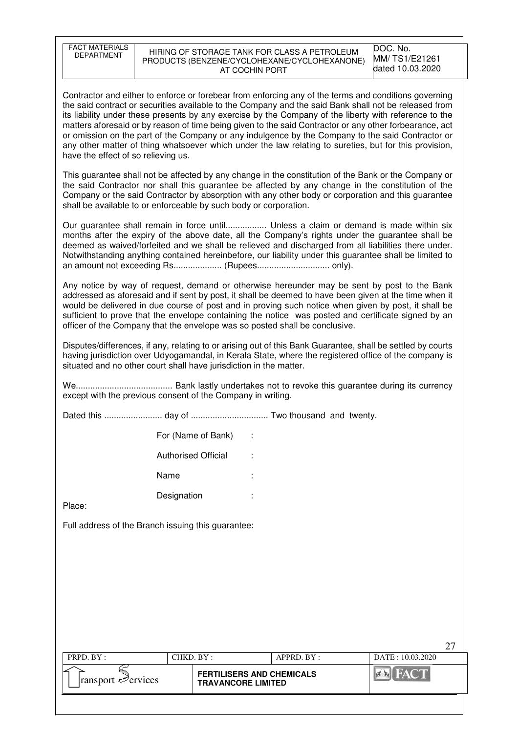Contractor and either to enforce or forebear from enforcing any of the terms and conditions governing the said contract or securities available to the Company and the said Bank shall not be released from its liability under these presents by any exercise by the Company of the liberty with reference to the matters aforesaid or by reason of time being given to the said Contractor or any other forbearance, act or omission on the part of the Company or any indulgence by the Company to the said Contractor or any other matter of thing whatsoever which under the law relating to sureties, but for this provision, have the effect of so relieving us.

This guarantee shall not be affected by any change in the constitution of the Bank or the Company or the said Contractor nor shall this guarantee be affected by any change in the constitution of the Company or the said Contractor by absorption with any other body or corporation and this guarantee shall be available to or enforceable by such body or corporation.

Our guarantee shall remain in force until................. Unless a claim or demand is made within six months after the expiry of the above date, all the Company's rights under the guarantee shall be deemed as waived/forfeited and we shall be relieved and discharged from all liabilities there under. Notwithstanding anything contained hereinbefore, our liability under this guarantee shall be limited to an amount not exceeding Rs.................... (Rupees.............................. only).

Any notice by way of request, demand or otherwise hereunder may be sent by post to the Bank addressed as aforesaid and if sent by post, it shall be deemed to have been given at the time when it would be delivered in due course of post and in proving such notice when given by post, it shall be sufficient to prove that the envelope containing the notice was posted and certificate signed by an officer of the Company that the envelope was so posted shall be conclusive.

Disputes/differences, if any, relating to or arising out of this Bank Guarantee, shall be settled by courts having jurisdiction over Udyogamandal, in Kerala State, where the registered office of the company is situated and no other court shall have jurisdiction in the matter.

We........................................ Bank lastly undertakes not to revoke this guarantee during its currency except with the previous consent of the Company in writing.

Dated this ........................ day of ................................ Two thousand and twenty.

For (Name of Bank) :

Authorised Official :

Name :

Designation :

Place:

Full address of the Branch issuing this guarantee: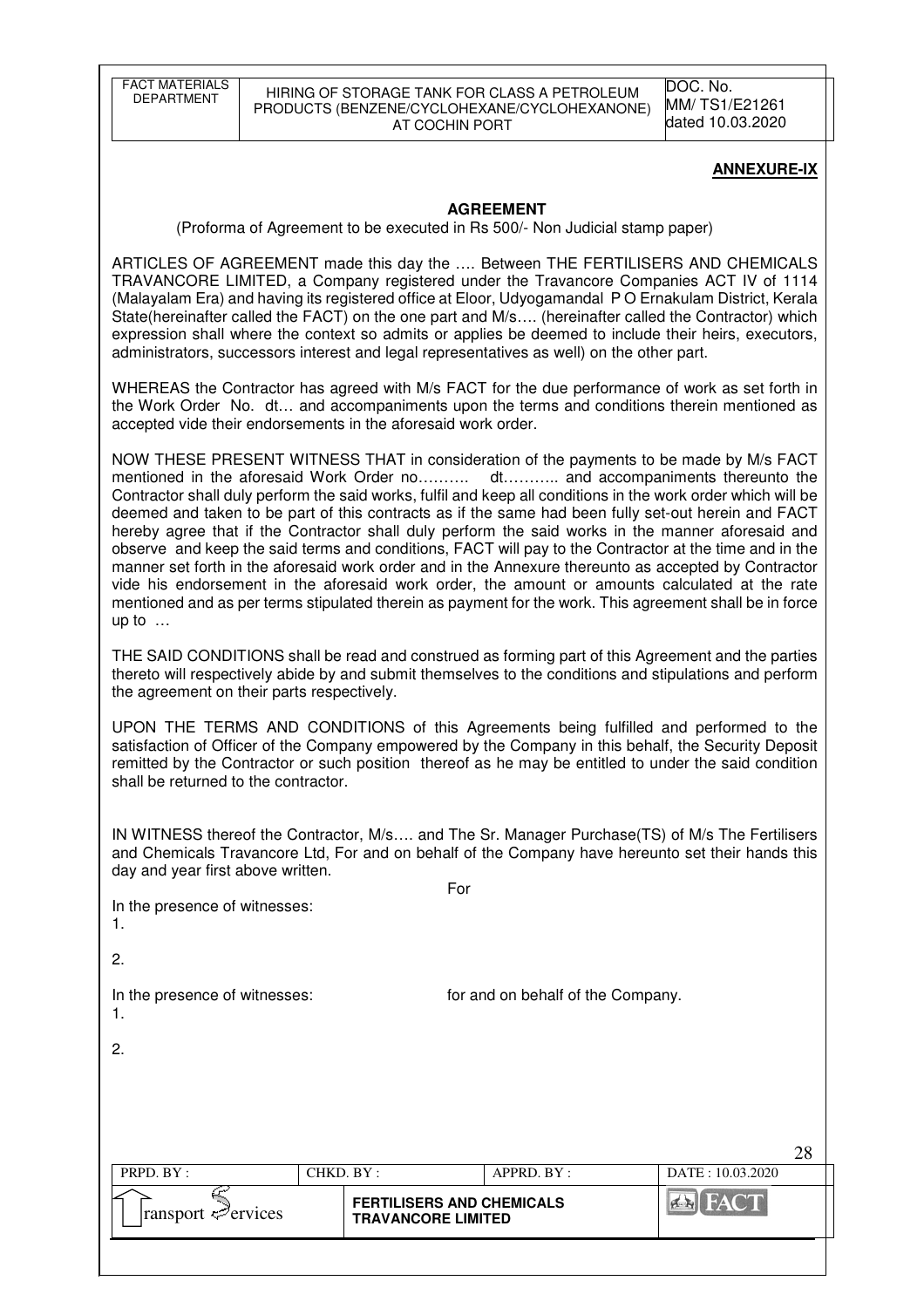**ANNEXURE-IX**

**AGREEMENT**

(Proforma of Agreement to be executed in Rs 500/- Non Judicial stamp paper)

ARTICLES OF AGREEMENT made this day the …. Between THE FERTILISERS AND CHEMICALS TRAVANCORE LIMITED, a Company registered under the Travancore Companies ACT IV of 1114 (Malayalam Era) and having its registered office at Eloor, Udyogamandal P O Ernakulam District, Kerala State(hereinafter called the FACT) on the one part and M/s…. (hereinafter called the Contractor) which expression shall where the context so admits or applies be deemed to include their heirs, executors, administrators, successors interest and legal representatives as well) on the other part.

WHEREAS the Contractor has agreed with M/s FACT for the due performance of work as set forth in the Work Order No. dt… and accompaniments upon the terms and conditions therein mentioned as accepted vide their endorsements in the aforesaid work order.

NOW THESE PRESENT WITNESS THAT in consideration of the payments to be made by M/s FACT mentioned in the aforesaid Work Order no………. dt……….. and accompaniments thereunto the Contractor shall duly perform the said works, fulfil and keep all conditions in the work order which will be deemed and taken to be part of this contracts as if the same had been fully set-out herein and FACT hereby agree that if the Contractor shall duly perform the said works in the manner aforesaid and observe and keep the said terms and conditions, FACT will pay to the Contractor at the time and in the manner set forth in the aforesaid work order and in the Annexure thereunto as accepted by Contractor vide his endorsement in the aforesaid work order, the amount or amounts calculated at the rate mentioned and as per terms stipulated therein as payment for the work. This agreement shall be in force up to …

THE SAID CONDITIONS shall be read and construed as forming part of this Agreement and the parties thereto will respectively abide by and submit themselves to the conditions and stipulations and perform the agreement on their parts respectively.

UPON THE TERMS AND CONDITIONS of this Agreements being fulfilled and performed to the satisfaction of Officer of the Company empowered by the Company in this behalf, the Security Deposit remitted by the Contractor or such position thereof as he may be entitled to under the said condition shall be returned to the contractor.

IN WITNESS thereof the Contractor, M/s…. and The Sr. Manager Purchase(TS) of M/s The Fertilisers and Chemicals Travancore Ltd, For and on behalf of the Company have hereunto set their hands this day and year first above written.

For

In the presence of witnesses:

1.

2.

In the presence of witnesses: for and on behalf of the Company.

1.

2.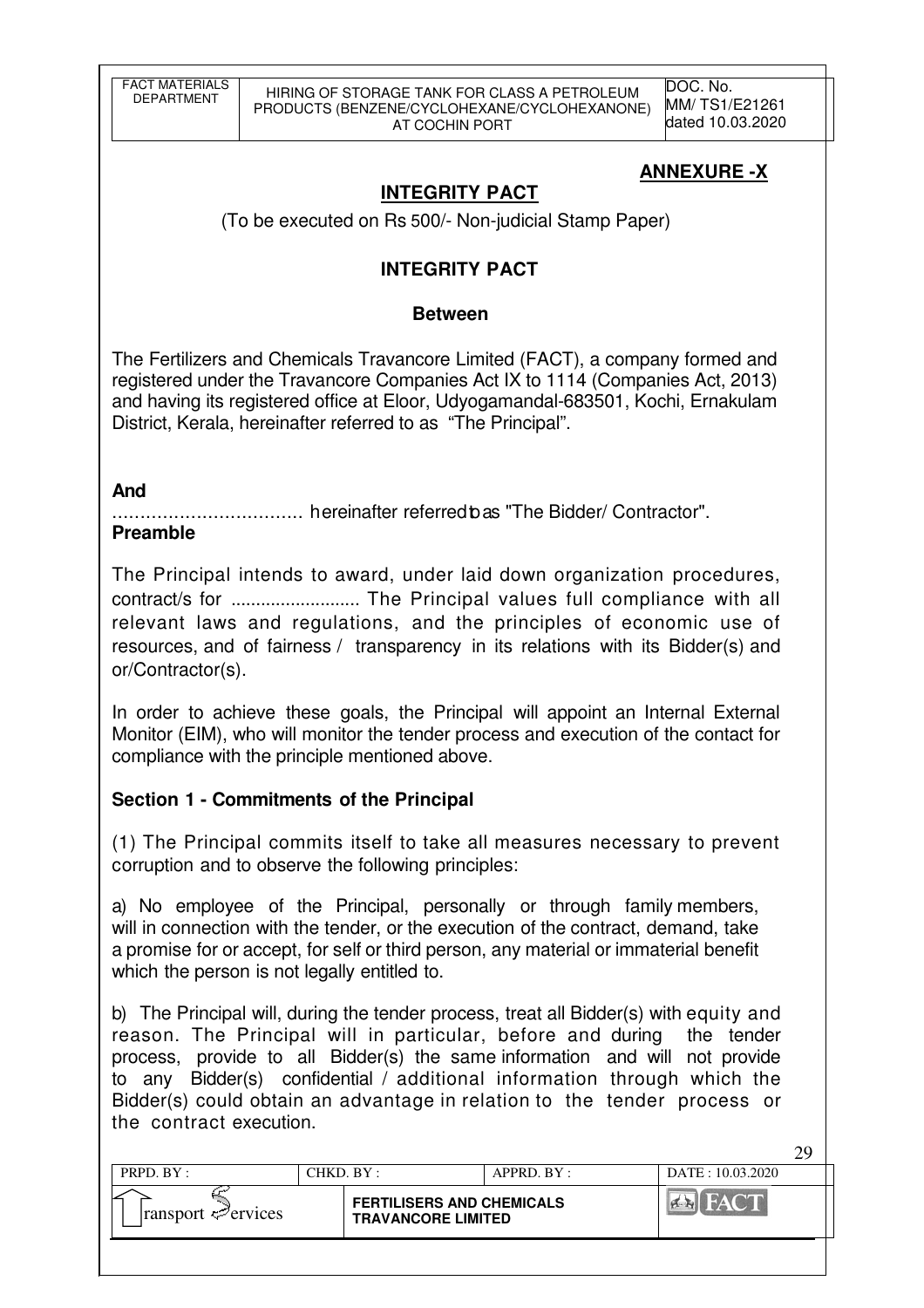## ANNEXURE -X

## INTEGRITY PACT

(To be executed on Rs 500/- Non-judicial Stamp Paper)

## INTEGRITY PACT

### Between

The Fertilizers and Chemicals Travancore Limited (FACT), a company formed and registered under the Travancore Companies Act IX to 1114 (Companies Act, 2013) and having its registered office at Eloor, Udyogamandal-683501, Kochi, Ernakulam District, Kerala, hereinafter referred to as "The Principal".

**And**

................................. hereinafter referred to as "The Bidder/ Contractor".

**Preamble**

The Principal intends to award, under laid down organization procedures, contract/s for .......................... The Principal values full compliance with all relevant laws and regulations, and the principles of economic use of resources, and of fairness / transparency in its relations with its Bidder(s) and or/Contractor(s).

In order to achieve these goals, the Principal will appoint an Internal External Monitor (EIM), who will monitor the tender process and execution of the contact for compliance with the principle mentioned above.

**Section 1 - Commitments of the Principal**

(1) The Principal commits itself to take all measures necessary to prevent corruption and to observe the following principles:

a) No employee of the Principal, personally or through family members, will in connection with the tender, or the execution of the contract, demand, take a promise for or accept, for self or third person, any material or immaterial benefit which the person is not legally entitled to.

b) The Principal will, during the tender process, treat all Bidder(s) with equity and reason. The Principal will in particular, before and during the tender process, provide to all Bidder(s) the same information and will not provide to any Bidder(s) confidential / additional information through which the Bidder(s) could obtain an advantage in relation to the tender process or the contract execution.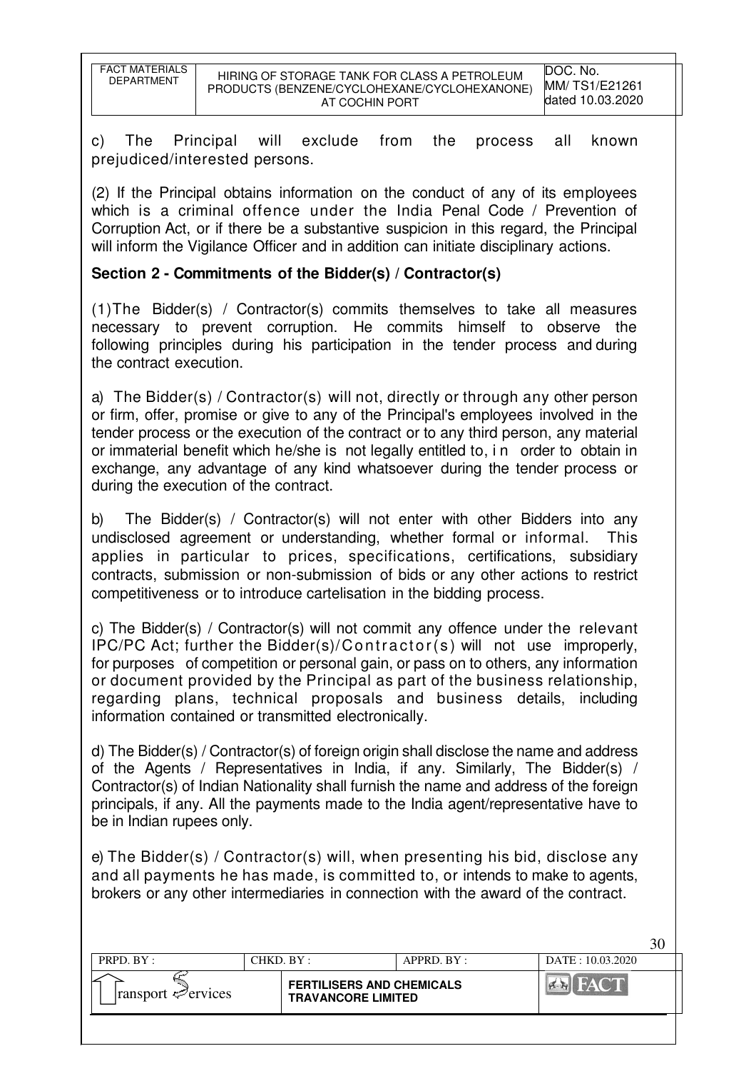c) The Principal will exclude from the process all known prejudiced/interested persons.

(2) If the Principal obtains information on the conduct of any of its employees which is a criminal offence under the India Penal Code / Prevention of Corruption Act, or if there be a substantive suspicion in this regard, the Principal will inform the Vigilance Officer and in addition can initiate disciplinary actions.

**Section 2 - Commitments of the Bidder(s) / Contractor(s)**

(1)The Bidder(s) / Contractor(s) commits themselves to take all measures necessary to prevent corruption. He commits himself to observe the following principles during his participation in the tender process and during the contract execution.

a) The Bidder(s) / Contractor(s) will not, directly or through any other person or firm, offer, promise or give to any of the Principal's employees involved in the tender process or the execution of the contract or to any third person, any material or immaterial benefit which he/she is not legally entitled to, in order to obtain in exchange, any advantage of any kind whatsoever during the tender process or during the execution of the contract.

b) The Bidder(s) / Contractor(s) will not enter with other Bidders into any undisclosed agreement or understanding, whether formal or informal. This applies in particular to prices, specifications, certifications, subsidiary contracts, submission or non-submission of bids or any other actions to restrict competitiveness or to introduce cartelisation in the bidding process.

c) The Bidder(s) / Contractor(s) will not commit any offence under the relevant IPC/PC Act; further the Bidder(s)/Contractor(s) will not use improperly, for purposes of competition or personal gain, or pass on to others, any information or document provided by the Principal as part of the business relationship, regarding plans, technical proposals and business details, including information contained or transmitted electronically.

d) The Bidder(s) / Contractor(s) of foreign origin shall disclose the name and address of the Agents / Representatives in India, if any. Similarly, The Bidder(s) / Contractor(s) of Indian Nationality shall furnish the name and address of the foreign principals, if any. All the payments made to the India agent/representative have to be in Indian rupees only.

e) The Bidder(s) / Contractor(s) will, when presenting his bid, disclose any and all payments he has made, is committed to, or intends to make to agents, brokers or any other intermediaries in connection with the award of the contract.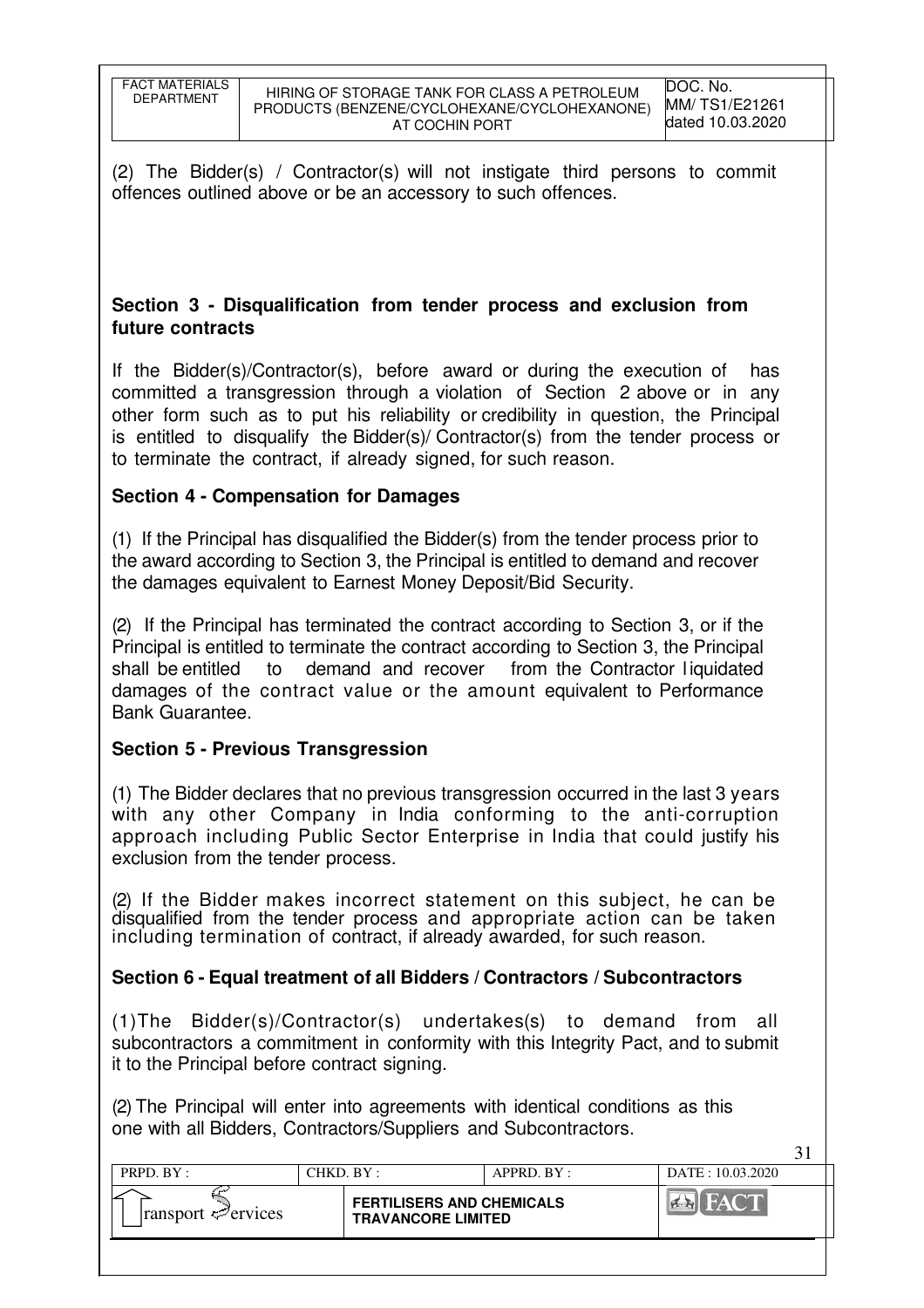(2) The Bidder(s) / Contractor(s) will not instigate third persons to commit offences outlined above or be an accessory to such offences.

## Section 3 - Disqualification from tender process and exclusion from future contracts

If the Bidder(s)/Contractor(s), before award or during the execution of has committed a transgression through a violation of Section 2 above or in any other form such as to put his reliability or credibility in question, the Principal is entitled to disqualify the Bidder(s)/ Contractor(s) from the tender process or to terminate the contract, if already signed, for such reason.

## Section 4 - Compensation for Damages

(1) If the Principal has disqualified the Bidder(s) from the tender process prior to the award according to Section 3, the Principal is entitled to demand and recover the damages equivalent to Earnest Money Deposit/Bid Security.

(2) If the Principal has terminated the contract according to Section 3, or if the Principal is entitled to terminate the contract according to Section 3, the Principal shall be entitled to demand and recover from the Contractor liquidated damages of the contract value or the amount equivalent to Performance Bank Guarantee.

## Section 5 - Previous Transgression

(1) The Bidder declares that no previous transgression occurred in the last 3 years with any other Company in India conforming to the anti-corruption approach including Public Sector Enterprise in India that could justify his exclusion from the tender process.

(2) If the Bidder makes incorrect statement on this subject, he can be disqualified from the tender process and appropriate action can be taken including termination of contract, if already awarded, for such reason.

## Section 6 - Equal treatment of all Bidders / Contractors / Subcontractors

(1)The Bidder(s)/Contractor(s) undertakes(s) to demand from all subcontractors a commitment in conformity with this Integrity Pact, and to submit it to the Principal before contract signing.

(2) The Principal will enter into agreements with identical conditions as this one with all Bidders, Contractors/Suppliers and Subcontractors.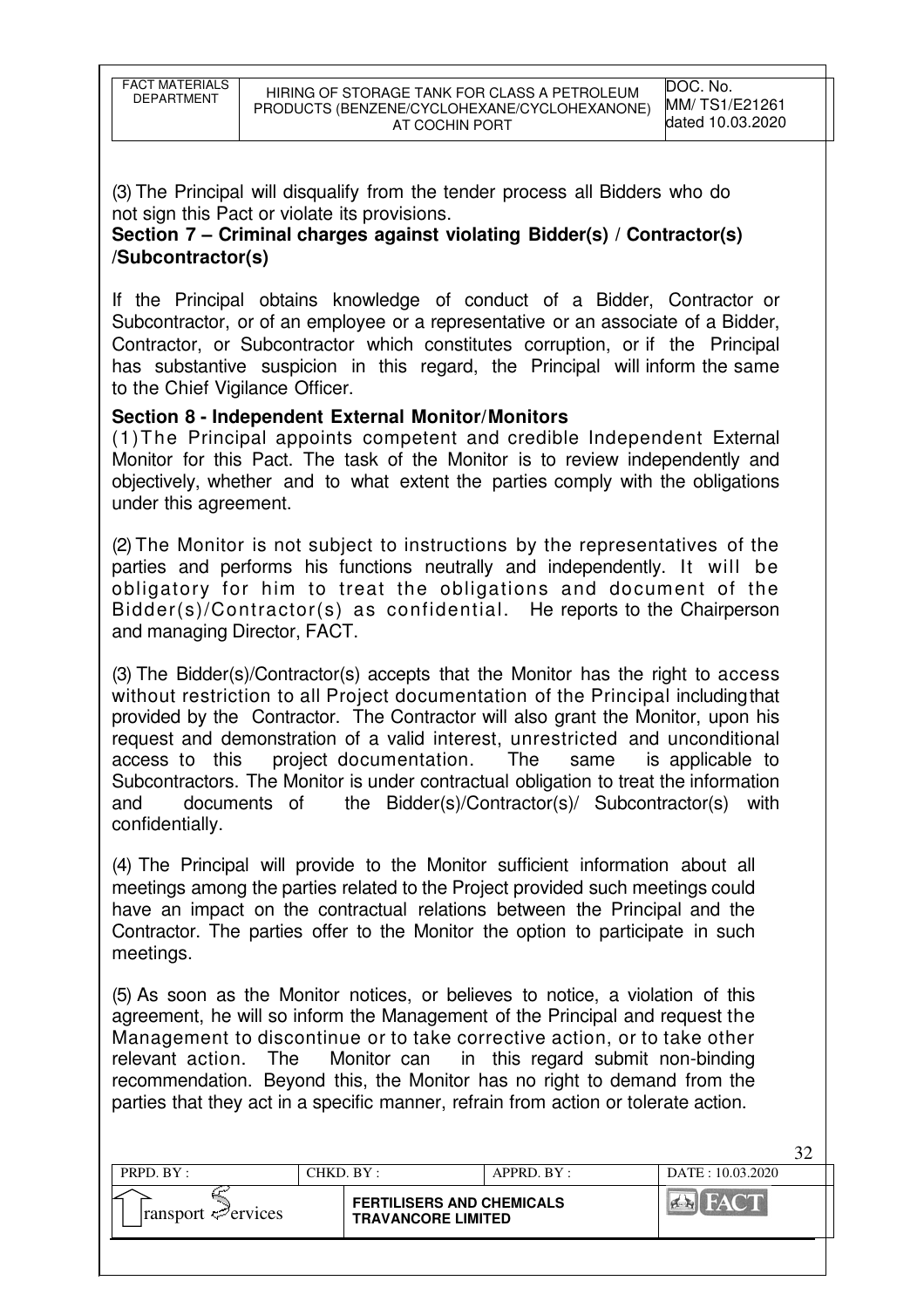(3) The Principal will disqualify from the tender process all Bidders who do not sign this Pact or violate its provisions.

**Section 7 – Criminal charges against violating Bidder(s) / Contractor(s) /Subcontractor(s)**

If the Principal obtains knowledge of conduct of a Bidder, Contractor or Subcontractor, or of an employee or a representative or an associate of a Bidder, Contractor, or Subcontractor which constitutes corruption, or if the Principal has substantive suspicion in this regard, the Principal will inform the same to the Chief Vigilance Officer.

**Section 8 - Independent External Monitor/Monitors**

(1) The Principal appoints competent and credible Independent External Monitor for this Pact. The task of the Monitor is to review independently and objectively, whether and to what extent the parties comply with the obligations under this agreement.

(2) The Monitor is not subject to instructions by the representatives of the parties and performs his functions neutrally and independently. It will be obligatory for him to treat the obligations and document of the Bidder(s)/Contractor(s) as confidential. He reports to the Chairperson and managing Director, FACT.

(3) The Bidder(s)/Contractor(s) accepts that the Monitor has the right to access without restriction to all Project documentation of the Principal including that provided by the Contractor. The Contractor will also grant the Monitor, upon his request and demonstration of a valid interest, unrestricted and unconditional access to this project documentation. The same is applicable to Subcontractors. The Monitor is under contractual obligation to treat the information and documents of the Bidder(s)/Contractor(s)/ Subcontractor(s) with confidentially.

(4) The Principal will provide to the Monitor sufficient information about all meetings among the parties related to the Project provided such meetings could have an impact on the contractual relations between the Principal and the Contractor. The parties offer to the Monitor the option to participate in such meetings.

(5) As soon as the Monitor notices, or believes to notice, a violation of this agreement, he will so inform the Management of the Principal and request the Management to discontinue or to take corrective action, or to take other relevant action. The Monitor can in this regard submit non-binding recommendation. Beyond this, the Monitor has no right to demand from the parties that they act in a specific manner, refrain from action or tolerate action.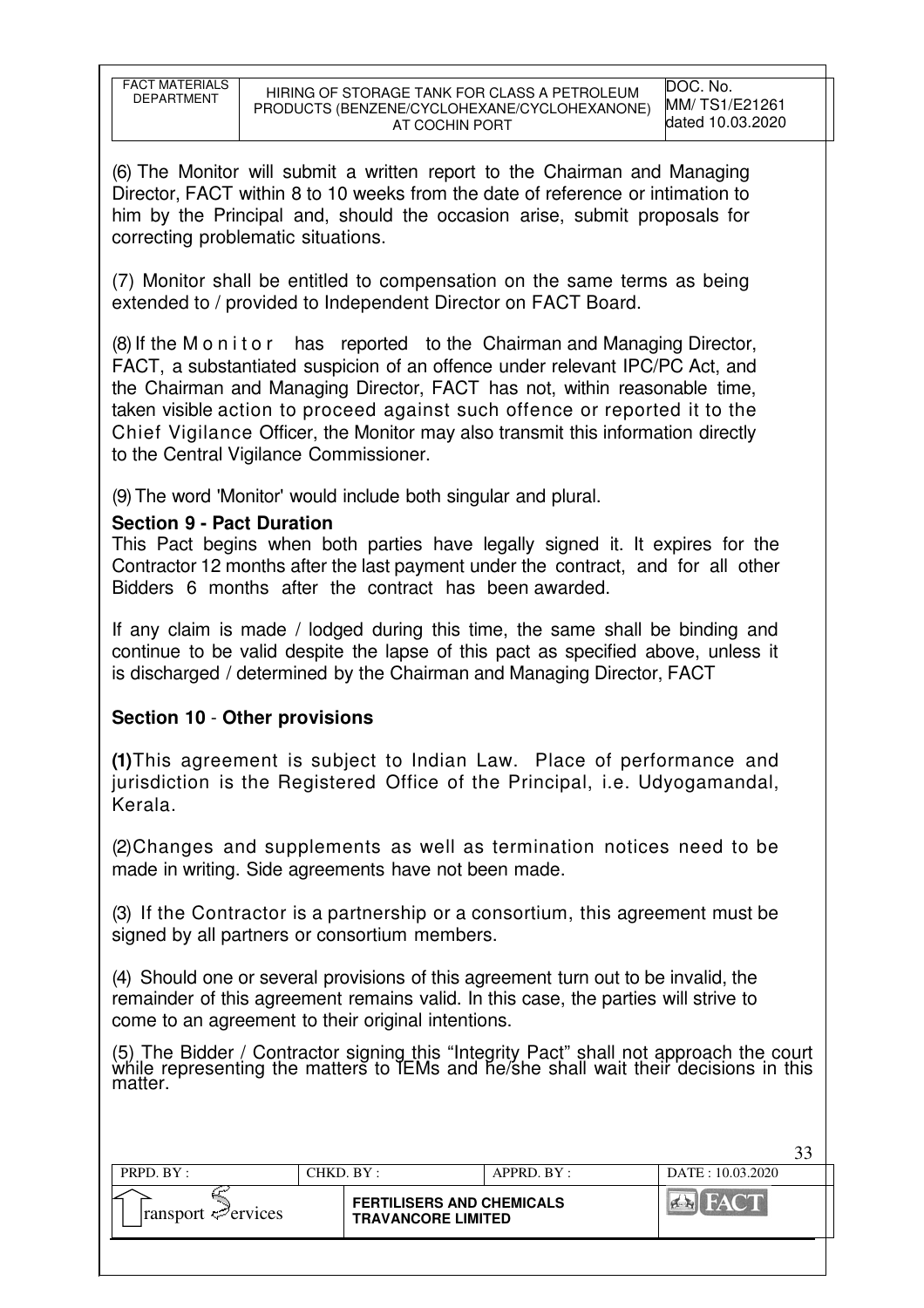(6) The Monitor will submit a written report to the Chairman and Managing Director, FACT within 8 to 10 weeks from the date of reference or intimation to him by the Principal and, should the occasion arise, submit proposals for correcting problematic situations.

(7) Monitor shall be entitled to compensation on the same terms as being extended to / provided to Independent Director on FACT Board.

(8) If the Monitor has reported to the Chairman and Managing Director, FACT, a substantiated suspicion of an offence under relevant IPC/PC Act, and the Chairman and Managing Director, FACT has not, within reasonable time, taken visible action to proceed against such offence or reported it to the Chief Vigilance Officer, the Monitor may also transmit this information directly to the Central Vigilance Commissioner.

(9) The word 'Monitor' would include both singular and plural.

**Section 9 - Pact Duration**

This Pact begins when both parties have legally signed it. It expires for the Contractor 12 months after the last payment under the contract, and for all other Bidders 6 months after the contract has been awarded.

If any claim is made / lodged during this time, the same shall be binding and continue to be valid despite the lapse of this pact as specified above, unless it is discharged / determined by the Chairman and Managing Director, FACT

**Section 10 - Other provisions**

**(1)** This agreement is subject to Indian Law. Place of performance and jurisdiction is the Registered Office of the Principal, i.e. Udyogamandal, Kerala.

(2) Changes and supplements as well as termination notices need to be made in writing. Side agreements have not been made.

(3) If the Contractor is a partnership or a consortium, this agreement must be signed by all partners or consortium members.

(4) Should one or several provisions of this agreement turn out to be invalid, the remainder of this agreement remains valid. In this case, the parties will strive to come to an agreement to their original intentions.

(5) The Bidder / Contractor signing this "Integrity Pact" shall not approach the court while representing the matters to IEMs and he/she shall wait their decisions in this matter.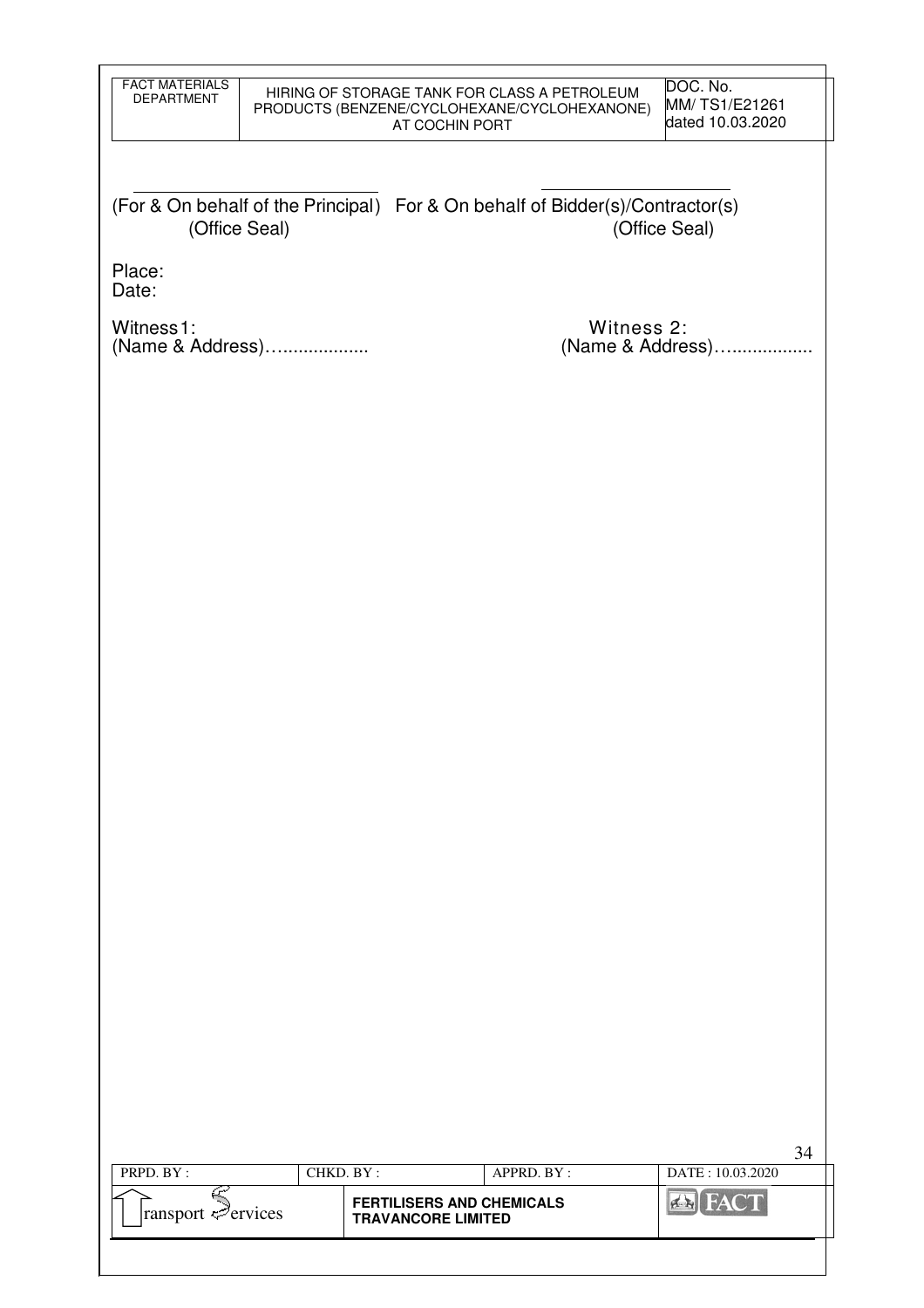(For & On behalf of the Principal) For & On behalf of Bidder(s)/Contractor(s)
(Office Seal) (Office Seal)

Place:
Date:

Witness1:
(Name & Address)…................

Witness 2:
(Name & Address)…................